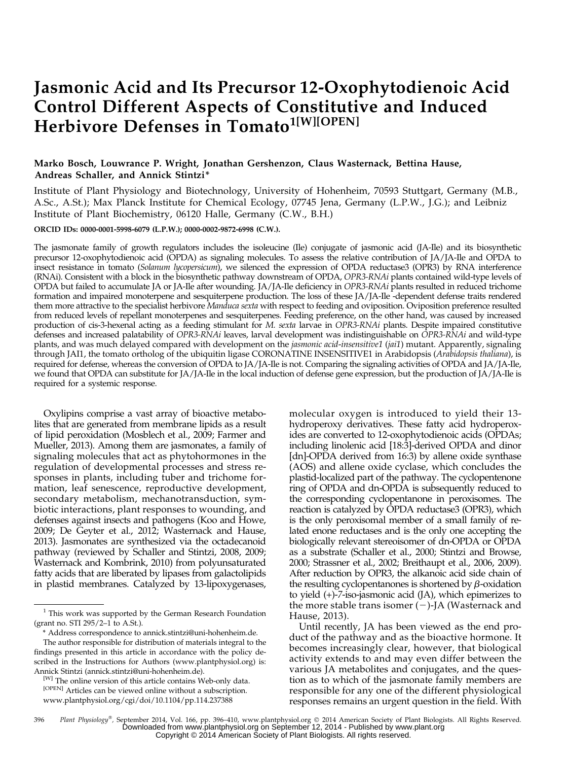# Jasmonic Acid and Its Precursor 12-Oxophytodienoic Acid Control Different Aspects of Constitutive and Induced Herbivore Defenses in Tomato[1][W][OPEN]

**Marko Bosch, Louwrance P. Wright, Jonathan Gershenzon, Claus Wasternack, Bettina Hause, Andreas Schaller, and Annick Stintzi***

Institute of Plant Physiology and Biotechnology, University of Hohenheim, 70593 Stuttgart, Germany (M.B., A.Sc., A.St.); Max Planck Institute for Chemical Ecology, 07745 Jena, Germany (L.P.W., J.G.); and Leibniz Institute of Plant Biochemistry, 06120 Halle, Germany (C.W., B.H.)

ORCID IDs: 0000-0001-5998-6079 (L.P.W.); 0000-0002-9872-6998 (C.W.).

The jasmonate family of growth regulators includes the isoleucine (Ile) conjugate of jasmonic acid (JA-Ile) and its biosynthetic precursor 12-oxophytodienoic acid (OPDA) as signaling molecules. To assess the relative contribution of JA/JA-Ile and OPDA to insect resistance in tomato (*Solanum lycopersicum*), we silenced the expression of OPDA reductase3 (OPR3) by RNA interference (RNAi). Consistent with a block in the biosynthetic pathway downstream of OPDA, *OPR3-RNAi* plants contained wild-type levels of OPDA but failed to accumulate JA or JA-Ile after wounding. JA/JA-Ile deficiency in *OPR3-RNAi* plants resulted in reduced trichome formation and impaired monoterpene and sesquiterpene production. The loss of these JA/JA-Ile -dependent defense traits rendered them more attractive to the specialist herbivore *Manduca sexta* with respect to feeding and oviposition. Oviposition preference resulted from reduced levels of repellant monoterpenes and sesquiterpenes. Feeding preference, on the other hand, was caused by increased production of cis-3-hexenal acting as a feeding stimulant for *M. sexta* larvae in *OPR3-RNAi* plants. Despite impaired constitutive defenses and increased palatability of *OPR3-RNAi* leaves, larval development was indistinguishable on *OPR3-RNAi* and wild-type plants, and was much delayed compared with development on the *jasmonic acid-insensitive1* (*jai1*) mutant. Apparently, signaling through JAI1, the tomato ortholog of the ubiquitin ligase CORONATINE INSENSITIVE1 in Arabidopsis (*Arabidopsis thaliana*), is required for defense, whereas the conversion of OPDA to JA/JA-Ile is not. Comparing the signaling activities of OPDA and JA/JA-Ile, we found that OPDA can substitute for JA/JA-Ile in the local induction of defense gene expression, but the production of JA/JA-Ile is required for a systemic response.

Oxylipins comprise a vast array of bioactive metabolites that are generated from membrane lipids as a result of lipid peroxidation (Mosblech et al., 2009; Farmer and Mueller, 2013). Among them are jasmonates, a family of signaling molecules that act as phytohormones in the regulation of developmental processes and stress responses in plants, including tuber and trichome formation, leaf senescence, reproductive development, secondary metabolism, mechanotransduction, symbiotic interactions, plant responses to wounding, and defenses against insects and pathogens (Koo and Howe, 2009; De Geyter et al., 2012; Wasternack and Hause, 2013). Jasmonates are synthesized via the octadecanoid pathway (reviewed by Schaller and Stintzi, 2008, 2009; Wasternack and Kombrink, 2010) from polyunsaturated fatty acids that are liberated by lipases from galactolipids in plastid membranes. Catalyzed by 13-lipoxygenases, molecular oxygen is introduced to yield their 13-hydroperoxy derivatives. These fatty acid hydroperoxides are converted to 12-oxophytodienoic acids (OPDAs; including linolenic acid [18:3]-derived OPDA and dinor [dn]-OPDA derived from 16:3) by allene oxide synthase (AOS) and allene oxide cyclase, which concludes the plastid-localized part of the pathway. The cyclopentenone ring of OPDA and dn-OPDA is subsequently reduced to the corresponding cyclopentanone in peroxisomes. The reaction is catalyzed by OPDA reductase3 (OPR3), which is the only peroxisomal member of a small family of related enone reductases and is the only one accepting the biologically relevant stereoisomer of dn-OPDA or OPDA as a substrate (Schaller et al., 2000; Stintzi and Browse, 2000; Strassner et al., 2002; Breithaupt et al., 2006, 2009). After reduction by OPR3, the alkanoic acid side chain of the resulting cyclopentanones is shortened by $\beta$-oxidation to yield (+)-7-iso-jasmonic acid (JA), which epimerizes to the more stable trans isomer (−)-JA (Wasternack and Hause, 2013).

Until recently, JA has been viewed as the end product of the pathway and as the bioactive hormone. It becomes increasingly clear, however, that biological activity extends to and may even differ between the various JA metabolites and conjugates, and the question as to which of the jasmonate family members are responsible for any one of the different physiological responses remains an urgent question in the field. With

[1] This work was supported by the German Research Foundation (grant no. STI 295/2–1 to A.St.).

\* Address correspondence to annick.stintzi@uni-hohenheim.de.

The author responsible for distribution of materials integral to the findings presented in this article in accordance with the policy described in the Instructions for Authors (www.plantphysiol.org) is: Annick Stintzi (annick.stintzi@uni-hohenheim.de).

[W] The online version of this article contains Web-only data.

[OPEN] Articles can be viewed online without a subscription.

www.plantphysiol.org/cgi/doi/10.1104/pp.114.237388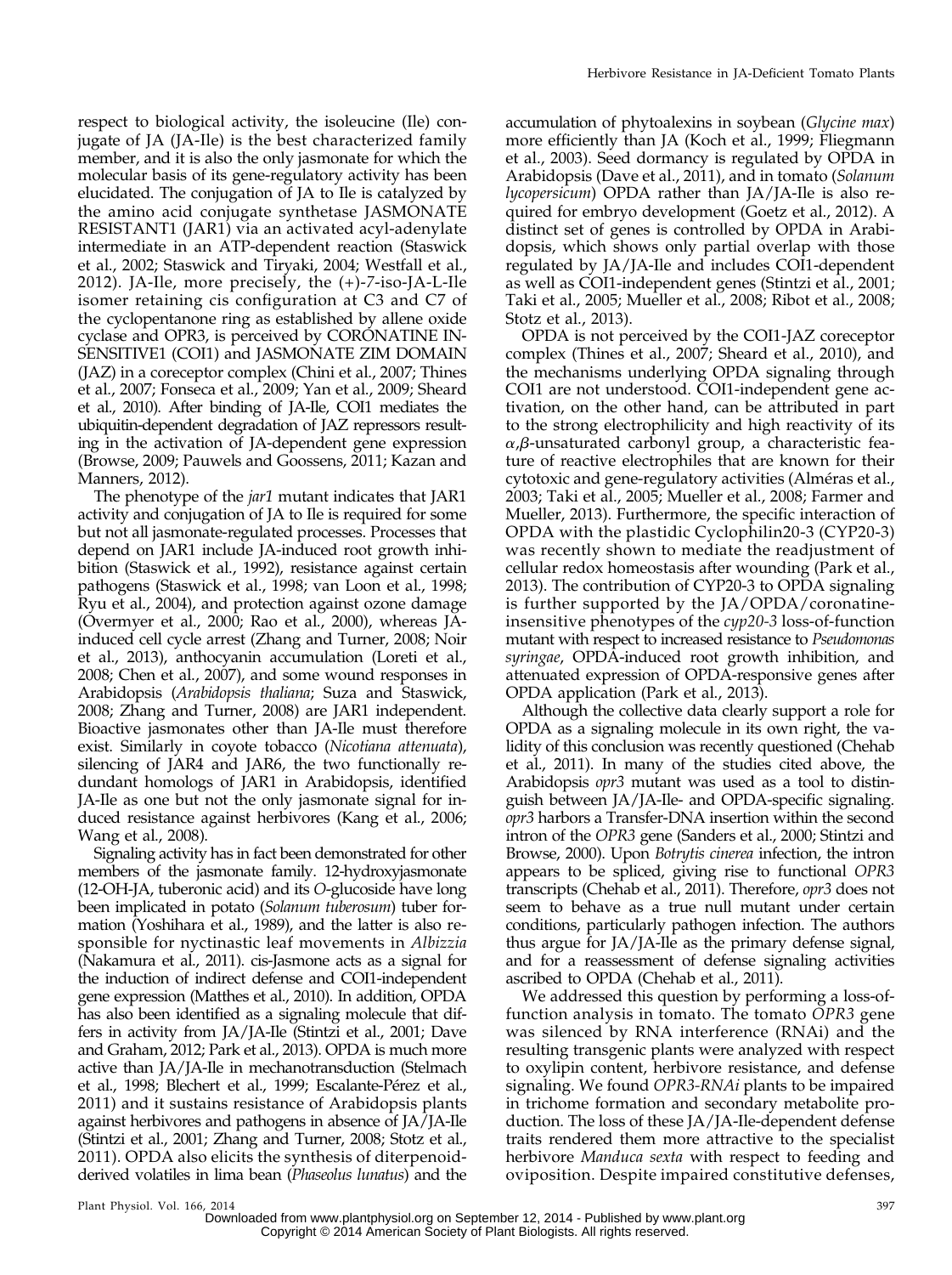respect to biological activity, the isoleucine (Ile) conjugate of JA (JA-Ile) is the best characterized family member, and it is also the only jasmonate for which the molecular basis of its gene-regulatory activity has been elucidated. The conjugation of JA to Ile is catalyzed by the amino acid conjugate synthetase JASMONATE RESISTANT1 (JAR1) via an activated acyl-adenylate intermediate in an ATP-dependent reaction (Staswick et al., 2002; Staswick and Tiryaki, 2004; Westfall et al., 2012). JA-Ile, more precisely, the (+)-7-iso-JA-L-Ile isomer retaining cis configuration at C3 and C7 of the cyclopentanone ring as established by allene oxide cyclase and OPR3, is perceived by CORONATINE INSENSITIVE1 (COI1) and JASMONATE ZIM DOMAIN (JAZ) in a coreceptor complex (Chini et al., 2007; Thines et al., 2007; Fonseca et al., 2009; Yan et al., 2009; Sheard et al., 2010). After binding of JA-Ile, COI1 mediates the ubiquitin-dependent degradation of JAZ repressors resulting in the activation of JA-dependent gene expression (Browse, 2009; Pauwels and Goossens, 2011; Kazan and Manners, 2012).

The phenotype of the *jar1* mutant indicates that JAR1 activity and conjugation of JA to Ile is required for some but not all jasmonate-regulated processes. Processes that depend on JAR1 include JA-induced root growth inhibition (Staswick et al., 1992), resistance against certain pathogens (Staswick et al., 1998; van Loon et al., 1998; Ryu et al., 2004), and protection against ozone damage (Overmyer et al., 2000; Rao et al., 2000), whereas JA-induced cell cycle arrest (Zhang and Turner, 2008; Noir et al., 2013), anthocyanin accumulation (Loreti et al., 2008; Chen et al., 2007), and some wound responses in Arabidopsis (*Arabidopsis thaliana*; Suza and Staswick, 2008; Zhang and Turner, 2008) are JAR1 independent. Bioactive jasmonates other than JA-Ile must therefore exist. Similarly in coyote tobacco (*Nicotiana attenuata*), silencing of JAR4 and JAR6, the two functionally redundant homologs of JAR1 in Arabidopsis, identified JA-Ile as one but not the only jasmonate signal for induced resistance against herbivores (Kang et al., 2006; Wang et al., 2008).

Signaling activity has in fact been demonstrated for other members of the jasmonate family. 12-hydroxyjasmonate (12-OH-JA, tuberonic acid) and its *O*-glucoside have long been implicated in potato (*Solanum tuberosum*) tuber formation (Yoshihara et al., 1989), and the latter is also responsible for nyctinastic leaf movements in *Albizzia* (Nakamura et al., 2011). cis-Jasmone acts as a signal for the induction of indirect defense and COI1-independent gene expression (Matthes et al., 2010). In addition, OPDA has also been identified as a signaling molecule that differs in activity from JA/JA-Ile (Stintzi et al., 2001; Dave and Graham, 2012; Park et al., 2013). OPDA is much more active than JA/JA-Ile in mechanotransduction (Stelmach et al., 1998; Blechert et al., 1999; Escalante-Pérez et al., 2011) and it sustains resistance of Arabidopsis plants against herbivores and pathogens in absence of JA/JA-Ile (Stintzi et al., 2001; Zhang and Turner, 2008; Stotz et al., 2011). OPDA also elicits the synthesis of diterpenoid-derived volatiles in lima bean (*Phaseolus lunatus*) and the accumulation of phytoalexins in soybean (*Glycine max*) more efficiently than JA (Koch et al., 1999; Fliegmann et al., 2003). Seed dormancy is regulated by OPDA in Arabidopsis (Dave et al., 2011), and in tomato (*Solanum lycopersicum*) OPDA rather than JA/JA-Ile is also required for embryo development (Goetz et al., 2012). A distinct set of genes is controlled by OPDA in Arabidopsis, which shows only partial overlap with those regulated by JA/JA-Ile and includes COI1-dependent as well as COI1-independent genes (Stintzi et al., 2001; Taki et al., 2005; Mueller et al., 2008; Ribot et al., 2008; Stotz et al., 2013).

OPDA is not perceived by the COI1-JAZ coreceptor complex (Thines et al., 2007; Sheard et al., 2010), and the mechanisms underlying OPDA signaling through COI1 are not understood. COI1-independent gene activation, on the other hand, can be attributed in part to the strong electrophilicity and high reactivity of its $\alpha,\beta$-unsaturated carbonyl group, a characteristic feature of reactive electrophiles that are known for their cytotoxic and gene-regulatory activities (Alméras et al., 2003; Taki et al., 2005; Mueller et al., 2008; Farmer and Mueller, 2013). Furthermore, the specific interaction of OPDA with the plastidic Cyclophilin20-3 (CYP20-3) was recently shown to mediate the readjustment of cellular redox homeostasis after wounding (Park et al., 2013). The contribution of CYP20-3 to OPDA signaling is further supported by the JA/OPDA/coronatine-insensitive phenotypes of the *cyp20-3* loss-of-function mutant with respect to increased resistance to *Pseudomonas syringae*, OPDA-induced root growth inhibition, and attenuated expression of OPDA-responsive genes after OPDA application (Park et al., 2013).

Although the collective data clearly support a role for OPDA as a signaling molecule in its own right, the validity of this conclusion was recently questioned (Chehab et al., 2011). In many of the studies cited above, the Arabidopsis *opr3* mutant was used as a tool to distinguish between JA/JA-Ile- and OPDA-specific signaling. *opr3* harbors a Transfer-DNA insertion within the second intron of the *OPR3* gene (Sanders et al., 2000; Stintzi and Browse, 2000). Upon *Botrytis cinerea* infection, the intron appears to be spliced, giving rise to functional *OPR3* transcripts (Chehab et al., 2011). Therefore, *opr3* does not seem to behave as a true null mutant under certain conditions, particularly pathogen infection. The authors thus argue for JA/JA-Ile as the primary defense signal, and for a reassessment of defense signaling activities ascribed to OPDA (Chehab et al., 2011).

We addressed this question by performing a loss-of-function analysis in tomato. The tomato *OPR3* gene was silenced by RNA interference (RNAi) and the resulting transgenic plants were analyzed with respect to oxylipin content, herbivore resistance, and defense signaling. We found *OPR3-RNAi* plants to be impaired in trichome formation and secondary metabolite production. The loss of these JA/JA-Ile-dependent defense traits rendered them more attractive to the specialist herbivore *Manduca sexta* with respect to feeding and oviposition. Despite impaired constitutive defenses,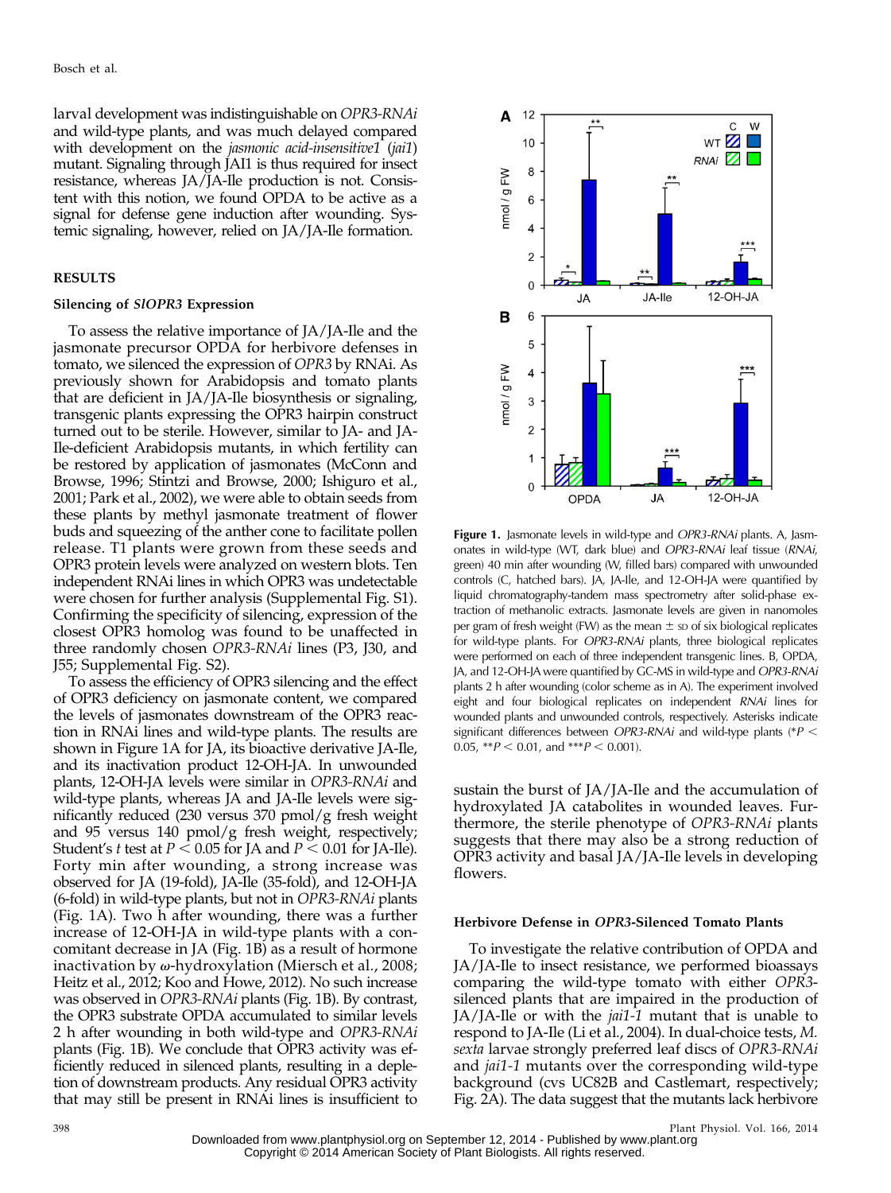larval development was indistinguishable on *OPR3-RNAi* and wild-type plants, and was much delayed compared with development on the *jasmonic acid-insensitive1* (*jai1*) mutant. Signaling through JAI1 is thus required for insect resistance, whereas JA/JA-Ile production is not. Consistent with this notion, we found OPDA to be active as a signal for defense gene induction after wounding. Systemic signaling, however, relied on JA/JA-Ile formation.

## RESULTS

### Silencing of *SlOPR3* Expression

To assess the relative importance of JA/JA-Ile and the jasmonate precursor OPDA for herbivore defenses in tomato, we silenced the expression of *OPR3* by RNAi. As previously shown for Arabidopsis and tomato plants that are deficient in JA/JA-Ile biosynthesis or signaling, transgenic plants expressing the OPR3 hairpin construct turned out to be sterile. However, similar to JA- and JA-Ile-deficient Arabidopsis mutants, in which fertility can be restored by application of jasmonates (McConn and Browse, 1996; Stintzi and Browse, 2000; Ishiguro et al., 2001; Park et al., 2002), we were able to obtain seeds from these plants by methyl jasmonate treatment of flower buds and squeezing of the anther cone to facilitate pollen release. T1 plants were grown from these seeds and OPR3 protein levels were analyzed on western blots. Ten independent RNAi lines in which OPR3 was undetectable were chosen for further analysis (Supplemental Fig. S1). Confirming the specificity of silencing, expression of the closest OPR3 homolog was found to be unaffected in three randomly chosen *OPR3-RNAi* lines (P3, J30, and J55; Supplemental Fig. S2).

To assess the efficiency of OPR3 silencing and the effect of OPR3 deficiency on jasmonate content, we compared the levels of jasmonates downstream of the OPR3 reaction in RNAi lines and wild-type plants. The results are shown in Figure 1A for JA, its bioactive derivative JA-Ile, and its inactivation product 12-OH-JA. In unwounded plants, 12-OH-JA levels were similar in *OPR3-RNAi* and wild-type plants, whereas JA and JA-Ile levels were significantly reduced (230 versus 370 pmol/g fresh weight and 95 versus 140 pmol/g fresh weight, respectively; Student's *t* test at $P < 0.05$ for JA and $P < 0.01$ for JA-Ile). Forty min after wounding, a strong increase was observed for JA (19-fold), JA-Ile (35-fold), and 12-OH-JA (6-fold) in wild-type plants, but not in *OPR3-RNAi* plants (Fig. 1A). Two h after wounding, there was a further increase of 12-OH-JA in wild-type plants with a concomitant decrease in JA (Fig. 1B) as a result of hormone inactivation by $\omega$-hydroxylation (Miersch et al., 2008; Heitz et al., 2012; Koo and Howe, 2012). No such increase was observed in *OPR3-RNAi* plants (Fig. 1B). By contrast, the OPR3 substrate OPDA accumulated to similar levels 2 h after wounding in both wild-type and *OPR3-RNAi* plants (Fig. 1B). We conclude that OPR3 activity was efficiently reduced in silenced plants, resulting in a depletion of downstream products. Any residual OPR3 activity that may still be present in RNAi lines is insufficient to sustain the burst of JA/JA-Ile and the accumulation of hydroxylated JA catabolites in wounded leaves. Furthermore, the sterile phenotype of *OPR3-RNAi* plants suggests that there may also be a strong reduction of OPR3 activity and basal JA/JA-Ile levels in developing flowers.

**Figure 1.** Jasmonate levels in wild-type and *OPR3-RNAi* plants. A, Jasmonates in wild-type (WT, dark blue) and *OPR3-RNAi* leaf tissue (*RNAi*, green) 40 min after wounding (W, filled bars) compared with unwounded controls (C, hatched bars). JA, JA-Ile, and 12-OH-JA were quantified by liquid chromatography-tandem mass spectrometry after solid-phase extraction of methanolic extracts. Jasmonate levels are given in nanomoles per gram of fresh weight (FW) as the mean ± SD of six biological replicates for wild-type plants. For *OPR3-RNAi* plants, three biological replicates were performed on each of three independent transgenic lines. B, OPDA, JA, and 12-OH-JA were quantified by GC-MS in wild-type and *OPR3-RNAi* plants 2 h after wounding (color scheme as in A). The experiment involved eight and four biological replicates on independent *RNAi* lines for wounded plants and unwounded controls, respectively. Asterisks indicate significant differences between *OPR3-RNAi* and wild-type plants (*$P < 0.05$, **$P < 0.01$, and ***$P < 0.001$).

### Herbivore Defense in *OPR3*-Silenced Tomato Plants

To investigate the relative contribution of OPDA and JA/JA-Ile to insect resistance, we performed bioassays comparing the wild-type tomato with either *OPR3*-silenced plants that are impaired in the production of JA/JA-Ile or with the *jai1-1* mutant that is unable to respond to JA-Ile (Li et al., 2004). In dual-choice tests, *M. sexta* larvae strongly preferred leaf discs of *OPR3-RNAi* and *jai1-1* mutants over the corresponding wild-type background (cvs UC82B and Castlemart, respectively; Fig. 2A). The data suggest that the mutants lack herbivore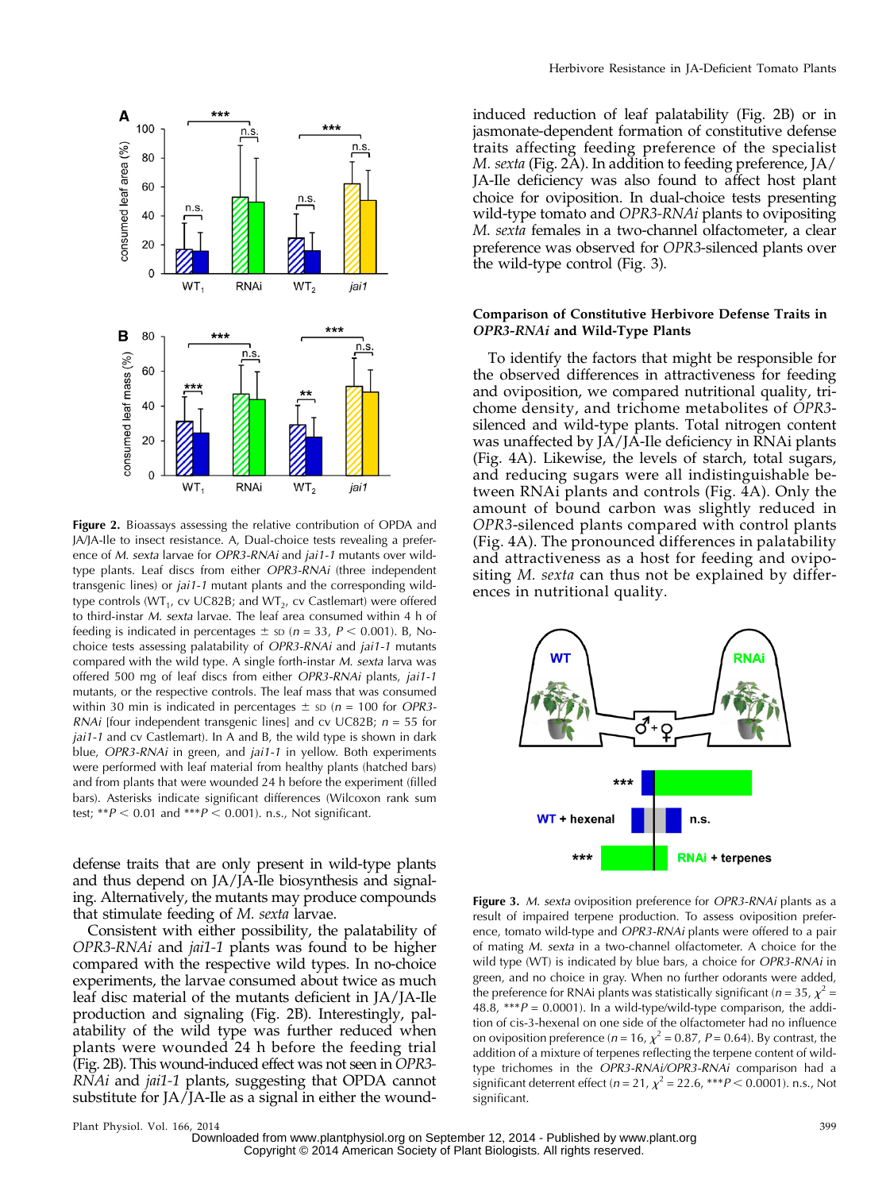**Figure 2.** Bioassays assessing the relative contribution of OPDA and JA/JA-Ile to insect resistance. A, Dual-choice tests revealing a preference of *M. sexta* larvae for *OPR3-RNAi* and *jai1-1* mutants over wild-type plants. Leaf discs from either *OPR3-RNAi* (three independent transgenic lines) or *jai1-1* mutant plants and the corresponding wild-type controls ($WT_1$, cv UC82B; and $WT_2$, cv Castlemart) were offered to third-instar *M. sexta* larvae. The leaf area consumed within 4 h of feeding is indicated in percentages ± SD ($n = 33$, $P < 0.001$). B, No-choice tests assessing palatability of *OPR3-RNAi* and *jai1-1* mutants compared with the wild type. A single forth-instar *M. sexta* larva was offered 500 mg of leaf discs from either *OPR3-RNAi* plants, *jai1-1* mutants, or the respective controls. The leaf mass that was consumed within 30 min is indicated in percentages ± SD ($n = 100$ for *OPR3-RNAi* [four independent transgenic lines] and cv UC82B; $n = 55$ for *jai1-1* and cv Castlemart). In A and B, the wild type is shown in dark blue, *OPR3-RNAi* in green, and *jai1-1* in yellow. Both experiments were performed with leaf material from healthy plants (hatched bars) and from plants that were wounded 24 h before the experiment (filled bars). Asterisks indicate significant differences (Wilcoxon rank sum test; $^{**}P < 0.01$ and $^{***}P < 0.001$). n.s., Not significant.

defense traits that are only present in wild-type plants and thus depend on JA/JA-Ile biosynthesis and signaling. Alternatively, the mutants may produce compounds that stimulate feeding of *M. sexta* larvae.

Consistent with either possibility, the palatability of *OPR3-RNAi* and *jai1-1* plants was found to be higher compared with the respective wild types. In no-choice experiments, the larvae consumed about twice as much leaf disc material of the mutants deficient in JA/JA-Ile production and signaling (Fig. 2B). Interestingly, palatability of the wild type was further reduced when plants were wounded 24 h before the feeding trial (Fig. 2B). This wound-induced effect was not seen in *OPR3-RNAi* and *jai1-1* plants, suggesting that OPDA cannot substitute for JA/JA-Ile as a signal in either the wound-induced reduction of leaf palatability (Fig. 2B) or in jasmonate-dependent formation of constitutive defense traits affecting feeding preference of the specialist *M. sexta* (Fig. 2A). In addition to feeding preference, JA/JA-Ile deficiency was also found to affect host plant choice for oviposition. In dual-choice tests presenting wild-type tomato and *OPR3-RNAi* plants to ovipositing *M. sexta* females in a two-channel olfactometer, a clear preference was observed for *OPR3*-silenced plants over the wild-type control (Fig. 3).

## Comparison of Constitutive Herbivore Defense Traits in *OPR3-RNAi* and Wild-Type Plants

To identify the factors that might be responsible for the observed differences in attractiveness for feeding and oviposition, we compared nutritional quality, trichome density, and trichome metabolites of *OPR3*-silenced and wild-type plants. Total nitrogen content was unaffected by JA/JA-Ile deficiency in RNAi plants (Fig. 4A). Likewise, the levels of starch, total sugars, and reducing sugars were all indistinguishable between RNAi plants and controls (Fig. 4A). Only the amount of bound carbon was slightly reduced in *OPR3*-silenced plants compared with control plants (Fig. 4A). The pronounced differences in palatability and attractiveness as a host for feeding and ovipositing *M. sexta* can thus not be explained by differences in nutritional quality.

**Figure 3.** *M. sexta* oviposition preference for *OPR3-RNAi* plants as a result of impaired terpene production. To assess oviposition preference, tomato wild-type and *OPR3-RNAi* plants were offered to a pair of mating *M. sexta* in a two-channel olfactometer. A choice for the wild type (WT) is indicated by blue bars, a choice for *OPR3-RNAi* in green, and no choice in gray. When no further odorants were added, the preference for RNAi plants was statistically significant ($n = 35$, $\chi^2 = 48.8$, $^{***}P = 0.0001$). In a wild-type/wild-type comparison, the addition of cis-3-hexenal on one side of the olfactometer had no influence on oviposition preference ($n = 16$, $\chi^2 = 0.87$, $P = 0.64$). By contrast, the addition of a mixture of terpenes reflecting the terpene content of wild-type trichomes in the *OPR3-RNAi/OPR3-RNAi* comparison had a significant deterrent effect ($n = 21$, $\chi^2 = 22.6$, $^{***}P < 0.0001$). n.s., Not significant.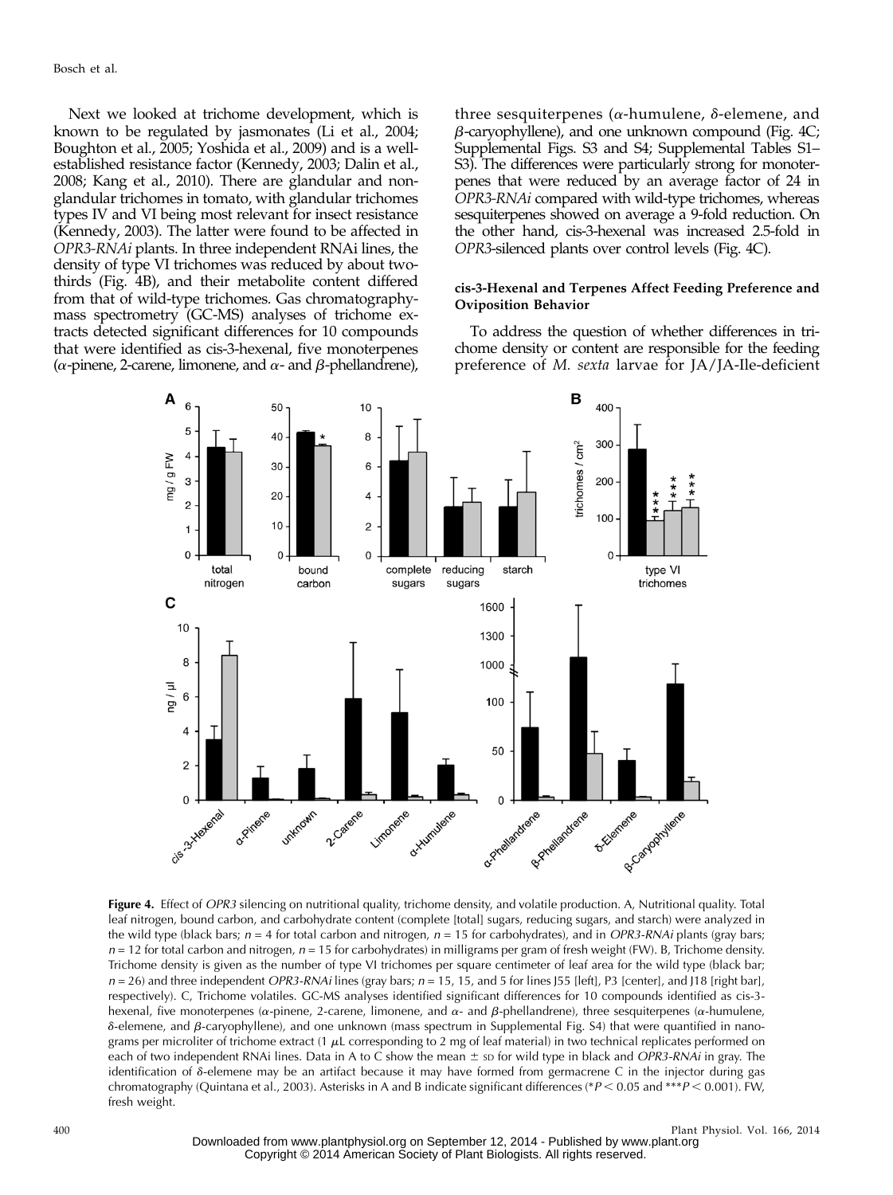Next we looked at trichome development, which is known to be regulated by jasmonates (Li et al., 2004; Boughton et al., 2005; Yoshida et al., 2009) and is a well-established resistance factor (Kennedy, 2003; Dalin et al., 2008; Kang et al., 2010). There are glandular and nonglandular trichomes in tomato, with glandular trichomes types IV and VI being most relevant for insect resistance (Kennedy, 2003). The latter were found to be affected in *OPR3-RNAi* plants. In three independent RNAi lines, the density of type VI trichomes was reduced by about two-thirds (Fig. 4B), and their metabolite content differed from that of wild-type trichomes. Gas chromatography-mass spectrometry (GC-MS) analyses of trichome extracts detected significant differences for 10 compounds that were identified as cis-3-hexenal, five monoterpenes ($\alpha$-pinene, 2-carene, limonene, and $\alpha$- and $\beta$-phellandrene), three sesquiterpenes ($\alpha$-humulene, $\delta$-elemene, and $\beta$-caryophyllene), and one unknown compound (Fig. 4C; Supplemental Figs. S3 and S4; Supplemental Tables S1–S3). The differences were particularly strong for monoterpenes that were reduced by an average factor of 24 in *OPR3-RNAi* compared with wild-type trichomes, whereas sesquiterpenes showed on average a 9-fold reduction. On the other hand, cis-3-hexenal was increased 2.5-fold in *OPR3*-silenced plants over control levels (Fig. 4C).

### cis-3-Hexenal and Terpenes Affect Feeding Preference and Oviposition Behavior

To address the question of whether differences in trichome density or content are responsible for the feeding preference of *M. sexta* larvae for JA/JA-Ile-deficient

**Figure 4.** Effect of *OPR3* silencing on nutritional quality, trichome density, and volatile production. A, Nutritional quality. Total leaf nitrogen, bound carbon, and carbohydrate content (complete [total] sugars, reducing sugars, and starch) were analyzed in the wild type (black bars; $n = 4$ for total carbon and nitrogen, $n = 15$ for carbohydrates), and in *OPR3-RNAi* plants (gray bars; $n = 12$ for total carbon and nitrogen, $n = 15$ for carbohydrates) in milligrams per gram of fresh weight (FW). B, Trichome density. Trichome density is given as the number of type VI trichomes per square centimeter of leaf area for the wild type (black bar; $n = 26$) and three independent *OPR3-RNAi* lines (gray bars; $n = 15$, 15, and 5 for lines J55 [left], P3 [center], and J18 [right bar], respectively). C, Trichome volatiles. GC-MS analyses identified significant differences for 10 compounds identified as cis-3-hexenal, five monoterpenes ($\alpha$-pinene, 2-carene, limonene, and $\alpha$- and $\beta$-phellandrene), three sesquiterpenes ($\alpha$-humulene, $\delta$-elemene, and $\beta$-caryophyllene), and one unknown (mass spectrum in Supplemental Fig. S4) that were quantified in nanograms per microliter of trichome extract (1 $\mu$L corresponding to 2 mg of leaf material) in two technical replicates performed on each of two independent RNAi lines. Data in A to C show the mean ± SD for wild type in black and *OPR3-RNAi* in gray. The identification of $\delta$-elemene may be an artifact because it may have formed from germacrene C in the injector during gas chromatography (Quintana et al., 2003). Asterisks in A and B indicate significant differences (*$P < 0.05$ and ***$P < 0.001$). FW, fresh weight.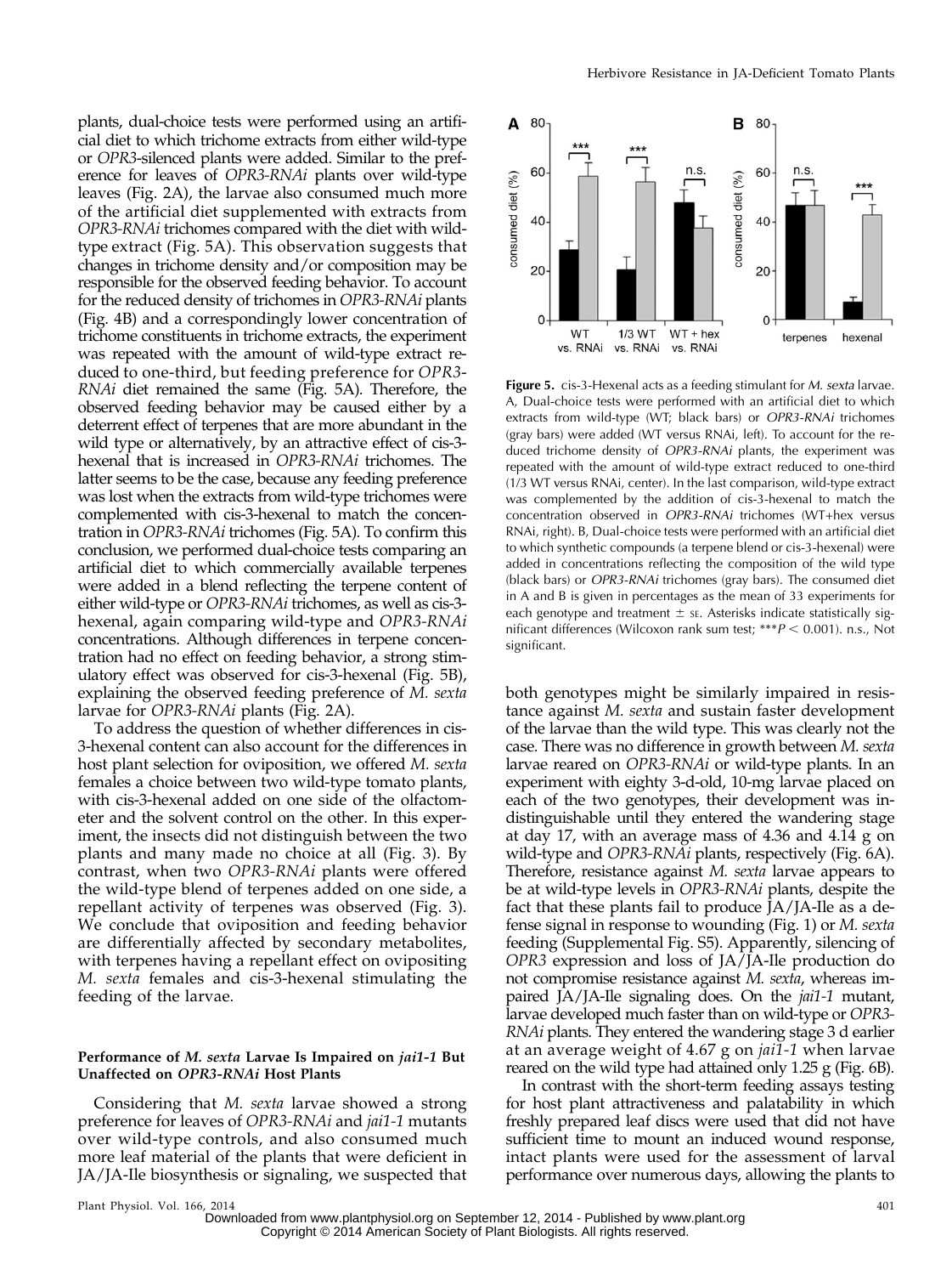plants, dual-choice tests were performed using an artificial diet to which trichome extracts from either wild-type or *OPR3*-silenced plants were added. Similar to the preference for leaves of *OPR3-RNAi* plants over wild-type leaves (Fig. 2A), the larvae also consumed much more of the artificial diet supplemented with extracts from *OPR3-RNAi* trichomes compared with the diet with wild-type extract (Fig. 5A). This observation suggests that changes in trichome density and/or composition may be responsible for the observed feeding behavior. To account for the reduced density of trichomes in *OPR3-RNAi* plants (Fig. 4B) and a correspondingly lower concentration of trichome constituents in trichome extracts, the experiment was repeated with the amount of wild-type extract reduced to one-third, but feeding preference for *OPR3-RNAi* diet remained the same (Fig. 5A). Therefore, the observed feeding behavior may be caused either by a deterrent effect of terpenes that are more abundant in the wild type or alternatively, by an attractive effect of cis-3-hexenal that is increased in *OPR3-RNAi* trichomes. The latter seems to be the case, because any feeding preference was lost when the extracts from wild-type trichomes were complemented with cis-3-hexenal to match the concentration in *OPR3-RNAi* trichomes (Fig. 5A). To confirm this conclusion, we performed dual-choice tests comparing an artificial diet to which commercially available terpenes were added in a blend reflecting the terpene content of either wild-type or *OPR3-RNAi* trichomes, as well as cis-3-hexenal, again comparing wild-type and *OPR3-RNAi* concentrations. Although differences in terpene concentration had no effect on feeding behavior, a strong stimulatory effect was observed for cis-3-hexenal (Fig. 5B), explaining the observed feeding preference of *M. sexta* larvae for *OPR3-RNAi* plants (Fig. 2A).

To address the question of whether differences in cis-3-hexenal content can also account for the differences in host plant selection for oviposition, we offered *M. sexta* females a choice between two wild-type tomato plants, with cis-3-hexenal added on one side of the olfactometer and the solvent control on the other. In this experiment, the insects did not distinguish between the two plants and many made no choice at all (Fig. 3). By contrast, when two *OPR3-RNAi* plants were offered the wild-type blend of terpenes added on one side, a repellant activity of terpenes was observed (Fig. 3). We conclude that oviposition and feeding behavior are differentially affected by secondary metabolites, with terpenes having a repellant effect on ovipositing *M. sexta* females and cis-3-hexenal stimulating the feeding of the larvae.

**Figure 5.** cis-3-Hexenal acts as a feeding stimulant for *M. sexta* larvae. A, Dual-choice tests were performed with an artificial diet to which extracts from wild-type (WT; black bars) or *OPR3-RNAi* trichomes (gray bars) were added (WT versus RNAi, left). To account for the reduced trichome density of *OPR3-RNAi* plants, the experiment was repeated with the amount of wild-type extract reduced to one-third (1/3 WT versus RNAi, center). In the last comparison, wild-type extract was complemented by the addition of cis-3-hexenal to match the concentration observed in *OPR3-RNAi* trichomes (WT+hex versus RNAi, right). B, Dual-choice tests were performed with an artificial diet to which synthetic compounds (a terpene blend or cis-3-hexenal) were added in concentrations reflecting the composition of the wild type (black bars) or *OPR3-RNAi* trichomes (gray bars). The consumed diet in A and B is given in percentages as the mean of 33 experiments for each genotype and treatment ± SE. Asterisks indicate statistically significant differences (Wilcoxon rank sum test; \*\*\*$P < 0.001$). n.s., Not significant.

#### Performance of *M. sexta* Larvae Is Impaired on *jai1-1* But Unaffected on *OPR3-RNAi* Host Plants

Considering that *M. sexta* larvae showed a strong preference for leaves of *OPR3-RNAi* and *jai1-1* mutants over wild-type controls, and also consumed much more leaf material of the plants that were deficient in JA/JA-Ile biosynthesis or signaling, we suspected that both genotypes might be similarly impaired in resistance against *M. sexta* and sustain faster development of the larvae than the wild type. This was clearly not the case. There was no difference in growth between *M. sexta* larvae reared on *OPR3-RNAi* or wild-type plants. In an experiment with eighty 3-d-old, 10-mg larvae placed on each of the two genotypes, their development was indistinguishable until they entered the wandering stage at day 17, with an average mass of 4.36 and 4.14 g on wild-type and *OPR3-RNAi* plants, respectively (Fig. 6A). Therefore, resistance against *M. sexta* larvae appears to be at wild-type levels in *OPR3-RNAi* plants, despite the fact that these plants fail to produce JA/JA-Ile as a defense signal in response to wounding (Fig. 1) or *M. sexta* feeding (Supplemental Fig. S5). Apparently, silencing of *OPR3* expression and loss of JA/JA-Ile production do not compromise resistance against *M. sexta*, whereas impaired JA/JA-Ile signaling does. On the *jai1-1* mutant, larvae developed much faster than on wild-type or *OPR3-RNAi* plants. They entered the wandering stage 3 d earlier at an average weight of 4.67 g on *jai1-1* when larvae reared on the wild type had attained only 1.25 g (Fig. 6B).

In contrast with the short-term feeding assays testing for host plant attractiveness and palatability in which freshly prepared leaf discs were used that did not have sufficient time to mount an induced wound response, intact plants were used for the assessment of larval performance over numerous days, allowing the plants to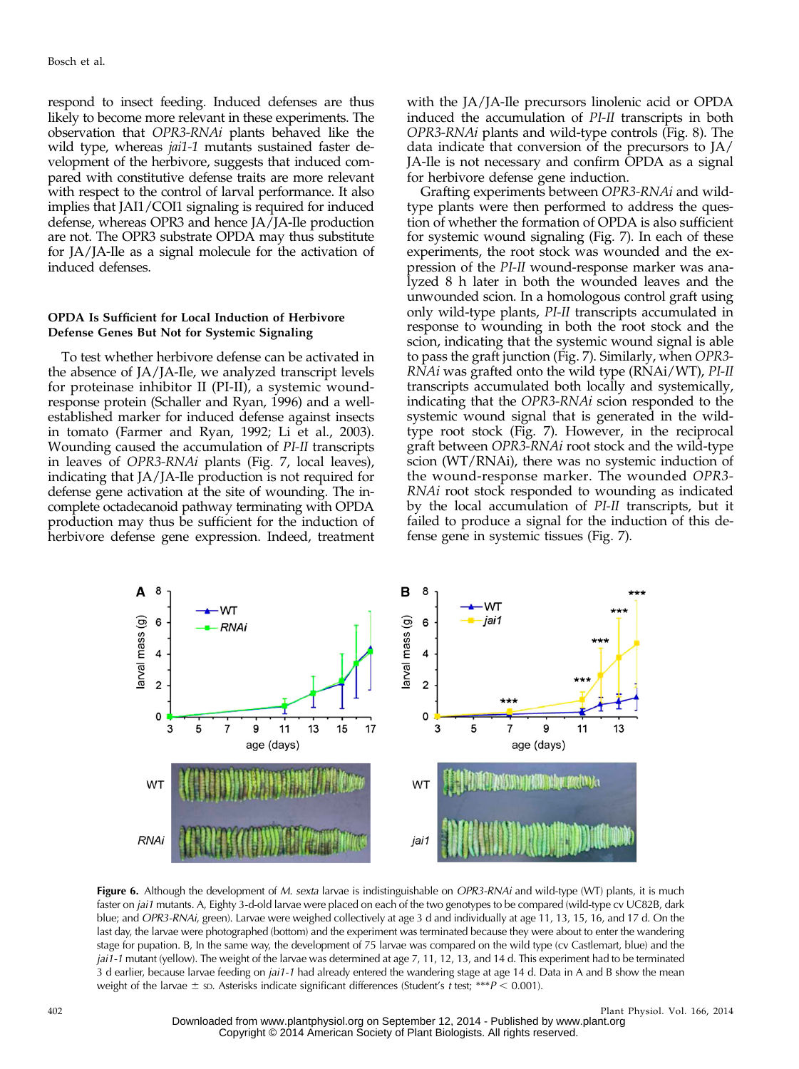respond to insect feeding. Induced defenses are thus likely to become more relevant in these experiments. The observation that *OPR3-RNAi* plants behaved like the wild type, whereas *jai1-1* mutants sustained faster development of the herbivore, suggests that induced compared with constitutive defense traits are more relevant with respect to the control of larval performance. It also implies that JAI1/COI1 signaling is required for induced defense, whereas OPR3 and hence JA/JA-Ile production are not. The OPR3 substrate OPDA may thus substitute for JA/JA-Ile as a signal molecule for the activation of induced defenses.

### OPDA Is Sufficient for Local Induction of Herbivore Defense Genes But Not for Systemic Signaling

To test whether herbivore defense can be activated in the absence of JA/JA-Ile, we analyzed transcript levels for proteinase inhibitor II (PI-II), a systemic wound-response protein (Schaller and Ryan, 1996) and a well-established marker for induced defense against insects in tomato (Farmer and Ryan, 1992; Li et al., 2003). Wounding caused the accumulation of *PI-II* transcripts in leaves of *OPR3-RNAi* plants (Fig. 7, local leaves), indicating that JA/JA-Ile production is not required for defense gene activation at the site of wounding. The incomplete octadecanoid pathway terminating with OPDA production may thus be sufficient for the induction of herbivore defense gene expression. Indeed, treatment with the JA/JA-Ile precursors linolenic acid or OPDA induced the accumulation of *PI-II* transcripts in both *OPR3-RNAi* plants and wild-type controls (Fig. 8). The data indicate that conversion of the precursors to JA/JA-Ile is not necessary and confirm OPDA as a signal for herbivore defense gene induction.

Grafting experiments between *OPR3-RNAi* and wild-type plants were then performed to address the question of whether the formation of OPDA is also sufficient for systemic wound signaling (Fig. 7). In each of these experiments, the root stock was wounded and the expression of the *PI-II* wound-response marker was analyzed 8 h later in both the wounded leaves and the unwounded scion. In a homologous control graft using only wild-type plants, *PI-II* transcripts accumulated in response to wounding in both the root stock and the scion, indicating that the systemic wound signal is able to pass the graft junction (Fig. 7). Similarly, when *OPR3-RNAi* was grafted onto the wild type (RNAi/WT), *PI-II* transcripts accumulated both locally and systemically, indicating that the *OPR3-RNAi* scion responded to the systemic wound signal that is generated in the wild-type root stock (Fig. 7). However, in the reciprocal graft between *OPR3-RNAi* root stock and the wild-type scion (WT/RNAi), there was no systemic induction of the wound-response marker. The wounded *OPR3-RNAi* root stock responded to wounding as indicated by the local accumulation of *PI-II* transcripts, but it failed to produce a signal for the induction of this defense gene in systemic tissues (Fig. 7).

**Figure 6.** Although the development of *M. sexta* larvae is indistinguishable on *OPR3-RNAi* and wild-type (WT) plants, it is much faster on *jai1* mutants. A, Eighty 3-d-old larvae were placed on each of the two genotypes to be compared (wild-type cv UC82B, dark blue; and *OPR3-RNAi*, green). Larvae were weighed collectively at age 3 d and individually at age 11, 13, 15, 16, and 17 d. On the last day, the larvae were photographed (bottom) and the experiment was terminated because they were about to enter the wandering stage for pupation. B, In the same way, the development of 75 larvae was compared on the wild type (cv Castlemart, blue) and the *jai1-1* mutant (yellow). The weight of the larvae was determined at age 7, 11, 12, 13, and 14 d. This experiment had to be terminated 3 d earlier, because larvae feeding on *jai1-1* had already entered the wandering stage at age 14 d. Data in A and B show the mean weight of the larvae ± SD. Asterisks indicate significant differences (Student's *t* test; ***$P < 0.001$).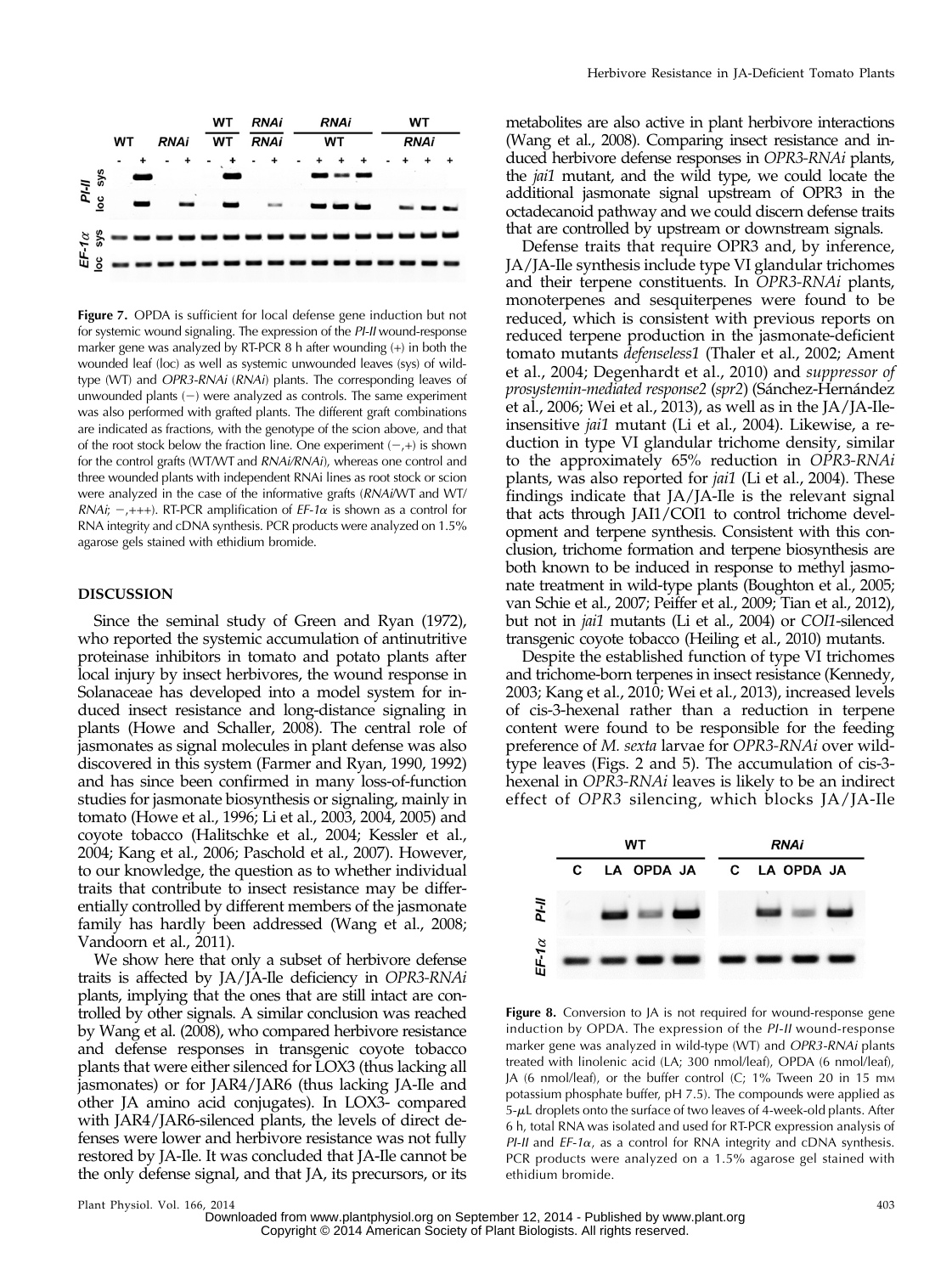Figure 7. OPDA is sufficient for local defense gene induction but not for systemic wound signaling. The expression of the *PI-II* wound-response marker gene was analyzed by RT-PCR 8 h after wounding (+) in both the wounded leaf (loc) as well as systemic unwounded leaves (sys) of wild-type (WT) and *OPR3-RNAi* (*RNAi*) plants. The corresponding leaves of unwounded plants (−) were analyzed as controls. The same experiment was also performed with grafted plants. The different graft combinations are indicated as fractions, with the genotype of the scion above, and that of the root stock below the fraction line. One experiment (−,+) is shown for the control grafts (WT/WT and *RNAi/RNAi*), whereas one control and three wounded plants with independent RNAi lines as root stock or scion were analyzed in the case of the informative grafts (*RNAi*/WT and WT/*RNAi*; −,+++). RT-PCR amplification of *EF-1α* is shown as a control for RNA integrity and cDNA synthesis. PCR products were analyzed on 1.5% agarose gels stained with ethidium bromide.

## DISCUSSION

Since the seminal study of Green and Ryan (1972), who reported the systemic accumulation of antinutritive proteinase inhibitors in tomato and potato plants after local injury by insect herbivores, the wound response in Solanaceae has developed into a model system for induced insect resistance and long-distance signaling in plants (Howe and Schaller, 2008). The central role of jasmonates as signal molecules in plant defense was also discovered in this system (Farmer and Ryan, 1990, 1992) and has since been confirmed in many loss-of-function studies for jasmonate biosynthesis or signaling, mainly in tomato (Howe et al., 1996; Li et al., 2003, 2004, 2005) and coyote tobacco (Halitschke et al., 2004; Kessler et al., 2004; Kang et al., 2006; Paschold et al., 2007). However, to our knowledge, the question as to whether individual traits that contribute to insect resistance may be differentially controlled by different members of the jasmonate family has hardly been addressed (Wang et al., 2008; Vandoorn et al., 2011).

We show here that only a subset of herbivore defense traits is affected by JA/JA-Ile deficiency in *OPR3-RNAi* plants, implying that the ones that are still intact are controlled by other signals. A similar conclusion was reached by Wang et al. (2008), who compared herbivore resistance and defense responses in transgenic coyote tobacco plants that were either silenced for LOX3 (thus lacking all jasmonates) or for JAR4/JAR6 (thus lacking JA-Ile and other JA amino acid conjugates). In LOX3- compared with JAR4/JAR6-silenced plants, the levels of direct defenses were lower and herbivore resistance was not fully restored by JA-Ile. It was concluded that JA-Ile cannot be the only defense signal, and that JA, its precursors, or its metabolites are also active in plant herbivore interactions (Wang et al., 2008). Comparing insect resistance and induced herbivore defense responses in *OPR3-RNAi* plants, the *jai1* mutant, and the wild type, we could locate the additional jasmonate signal upstream of OPR3 in the octadecanoid pathway and we could discern defense traits that are controlled by upstream or downstream signals.

Defense traits that require OPR3 and, by inference, JA/JA-Ile synthesis include type VI glandular trichomes and their terpene constituents. In *OPR3-RNAi* plants, monoterpenes and sesquiterpenes were found to be reduced, which is consistent with previous reports on reduced terpene production in the jasmonate-deficient tomato mutants *defenseless1* (Thaler et al., 2002; Ament et al., 2004; Degenhardt et al., 2010) and *suppressor of prosystemin-mediated response2* (*spr2*) (Sánchez-Hernández et al., 2006; Wei et al., 2013), as well as in the JA/JA-Ile-insensitive *jai1* mutant (Li et al., 2004). Likewise, a reduction in type VI glandular trichome density, similar to the approximately 65% reduction in *OPR3-RNAi* plants, was also reported for *jai1* (Li et al., 2004). These findings indicate that JA/JA-Ile is the relevant signal that acts through JAI1/COI1 to control trichome development and terpene synthesis. Consistent with this conclusion, trichome formation and terpene biosynthesis are both known to be induced in response to methyl jasmonate treatment in wild-type plants (Boughton et al., 2005; van Schie et al., 2007; Peiffer et al., 2009; Tian et al., 2012), but not in *jai1* mutants (Li et al., 2004) or *COI1*-silenced transgenic coyote tobacco (Heiling et al., 2010) mutants.

Despite the established function of type VI trichomes and trichome-born terpenes in insect resistance (Kennedy, 2003; Kang et al., 2010; Wei et al., 2013), increased levels of cis-3-hexenal rather than a reduction in terpene content were found to be responsible for the feeding preference of *M. sexta* larvae for *OPR3-RNAi* over wild-type leaves (Figs. 2 and 5). The accumulation of cis-3-hexenal in *OPR3-RNAi* leaves is likely to be an indirect effect of *OPR3* silencing, which blocks JA/JA-Ile

Figure 8. Conversion to JA is not required for wound-response gene induction by OPDA. The expression of the *PI-II* wound-response marker gene was analyzed in wild-type (WT) and *OPR3-RNAi* plants treated with linolenic acid (LA; 300 nmol/leaf), OPDA (6 nmol/leaf), JA (6 nmol/leaf), or the buffer control (C; 1% Tween 20 in 15 mM potassium phosphate buffer, pH 7.5). The compounds were applied as 5-μL droplets onto the surface of two leaves of 4-week-old plants. After 6 h, total RNA was isolated and used for RT-PCR expression analysis of *PI-II* and *EF-1α*, as a control for RNA integrity and cDNA synthesis. PCR products were analyzed on a 1.5% agarose gel stained with ethidium bromide.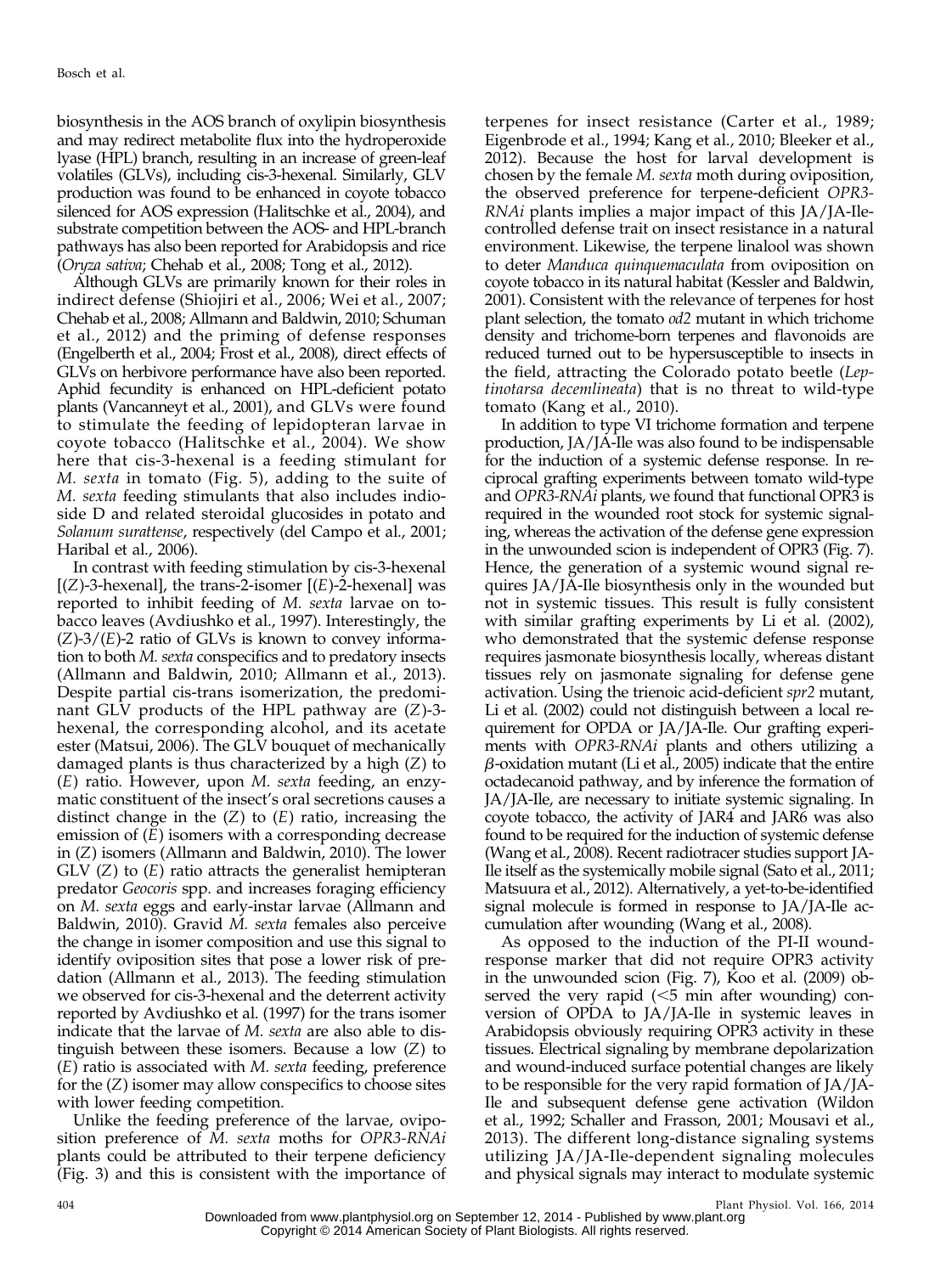biosynthesis in the AOS branch of oxylipin biosynthesis and may redirect metabolite flux into the hydroperoxide lyase (HPL) branch, resulting in an increase of green-leaf volatiles (GLVs), including cis-3-hexenal. Similarly, GLV production was found to be enhanced in coyote tobacco silenced for AOS expression (Halitschke et al., 2004), and substrate competition between the AOS- and HPL-branch pathways has also been reported for Arabidopsis and rice (*Oryza sativa*; Chehab et al., 2008; Tong et al., 2012).

Although GLVs are primarily known for their roles in indirect defense (Shiojiri et al., 2006; Wei et al., 2007; Chehab et al., 2008; Allmann and Baldwin, 2010; Schuman et al., 2012) and the priming of defense responses (Engelberth et al., 2004; Frost et al., 2008), direct effects of GLVs on herbivore performance have also been reported. Aphid fecundity is enhanced on HPL-deficient potato plants (Vancanneyt et al., 2001), and GLVs were found to stimulate the feeding of lepidopteran larvae in coyote tobacco (Halitschke et al., 2004). We show here that cis-3-hexenal is a feeding stimulant for *M. sexta* in tomato (Fig. 5), adding to the suite of *M. sexta* feeding stimulants that also includes indioside D and related steroidal glucosides in potato and *Solanum surattense*, respectively (del Campo et al., 2001; Haribal et al., 2006).

In contrast with feeding stimulation by cis-3-hexenal [(*Z*)-3-hexenal], the trans-2-isomer [(*E*)-2-hexenal] was reported to inhibit feeding of *M. sexta* larvae on tobacco leaves (Avdiushko et al., 1997). Interestingly, the (*Z*)-3/(*E*)-2 ratio of GLVs is known to convey information to both *M. sexta* conspecifics and to predatory insects (Allmann and Baldwin, 2010; Allmann et al., 2013). Despite partial cis-trans isomerization, the predominant GLV products of the HPL pathway are (*Z*)-3-hexenal, the corresponding alcohol, and its acetate ester (Matsui, 2006). The GLV bouquet of mechanically damaged plants is thus characterized by a high (*Z*) to (*E*) ratio. However, upon *M. sexta* feeding, an enzymatic constituent of the insect's oral secretions causes a distinct change in the (*Z*) to (*E*) ratio, increasing the emission of (*E*) isomers with a corresponding decrease in (*Z*) isomers (Allmann and Baldwin, 2010). The lower GLV (*Z*) to (*E*) ratio attracts the generalist hemipteran predator *Geocoris* spp. and increases foraging efficiency on *M. sexta* eggs and early-instar larvae (Allmann and Baldwin, 2010). Gravid *M. sexta* females also perceive the change in isomer composition and use this signal to identify oviposition sites that pose a lower risk of predation (Allmann et al., 2013). The feeding stimulation we observed for cis-3-hexenal and the deterrent activity reported by Avdiushko et al. (1997) for the trans isomer indicate that the larvae of *M. sexta* are also able to distinguish between these isomers. Because a low (*Z*) to (*E*) ratio is associated with *M. sexta* feeding, preference for the (*Z*) isomer may allow conspecifics to choose sites with lower feeding competition.

Unlike the feeding preference of the larvae, oviposition preference of *M. sexta* moths for *OPR3-RNAi* plants could be attributed to their terpene deficiency (Fig. 3) and this is consistent with the importance of terpenes for insect resistance (Carter et al., 1989; Eigenbrode et al., 1994; Kang et al., 2010; Bleeker et al., 2012). Because the host for larval development is chosen by the female *M. sexta* moth during oviposition, the observed preference for terpene-deficient *OPR3-RNAi* plants implies a major impact of this JA/JA-Ile-controlled defense trait on insect resistance in a natural environment. Likewise, the terpene linalool was shown to deter *Manduca quinquemaculata* from oviposition on coyote tobacco in its natural habitat (Kessler and Baldwin, 2001). Consistent with the relevance of terpenes for host plant selection, the tomato *od2* mutant in which trichome density and trichome-born terpenes and flavonoids are reduced turned out to be hypersusceptible to insects in the field, attracting the Colorado potato beetle (*Leptinotarsa decemlineata*) that is no threat to wild-type tomato (Kang et al., 2010).

In addition to type VI trichome formation and terpene production, JA/JA-Ile was also found to be indispensable for the induction of a systemic defense response. In reciprocal grafting experiments between tomato wild-type and *OPR3-RNAi* plants, we found that functional OPR3 is required in the wounded root stock for systemic signaling, whereas the activation of the defense gene expression in the unwounded scion is independent of OPR3 (Fig. 7). Hence, the generation of a systemic wound signal requires JA/JA-Ile biosynthesis only in the wounded but not in systemic tissues. This result is fully consistent with similar grafting experiments by Li et al. (2002), who demonstrated that the systemic defense response requires jasmonate biosynthesis locally, whereas distant tissues rely on jasmonate signaling for defense gene activation. Using the trienoic acid-deficient *spr2* mutant, Li et al. (2002) could not distinguish between a local requirement for OPDA or JA/JA-Ile. Our grafting experiments with *OPR3-RNAi* plants and others utilizing a $\beta$-oxidation mutant (Li et al., 2005) indicate that the entire octadecanoid pathway, and by inference the formation of JA/JA-Ile, are necessary to initiate systemic signaling. In coyote tobacco, the activity of JAR4 and JAR6 was also found to be required for the induction of systemic defense (Wang et al., 2008). Recent radiotracer studies support JA-Ile itself as the systemically mobile signal (Sato et al., 2011; Matsuura et al., 2012). Alternatively, a yet-to-be-identified signal molecule is formed in response to JA/JA-Ile accumulation after wounding (Wang et al., 2008).

As opposed to the induction of the PI-II wound-response marker that did not require OPR3 activity in the unwounded scion (Fig. 7), Koo et al. (2009) observed the very rapid (<5 min after wounding) conversion of OPDA to JA/JA-Ile in systemic leaves in Arabidopsis obviously requiring OPR3 activity in these tissues. Electrical signaling by membrane depolarization and wound-induced surface potential changes are likely to be responsible for the very rapid formation of JA/JA-Ile and subsequent defense gene activation (Wildon et al., 1992; Schaller and Frasson, 2001; Mousavi et al., 2013). The different long-distance signaling systems utilizing JA/JA-Ile-dependent signaling molecules and physical signals may interact to modulate systemic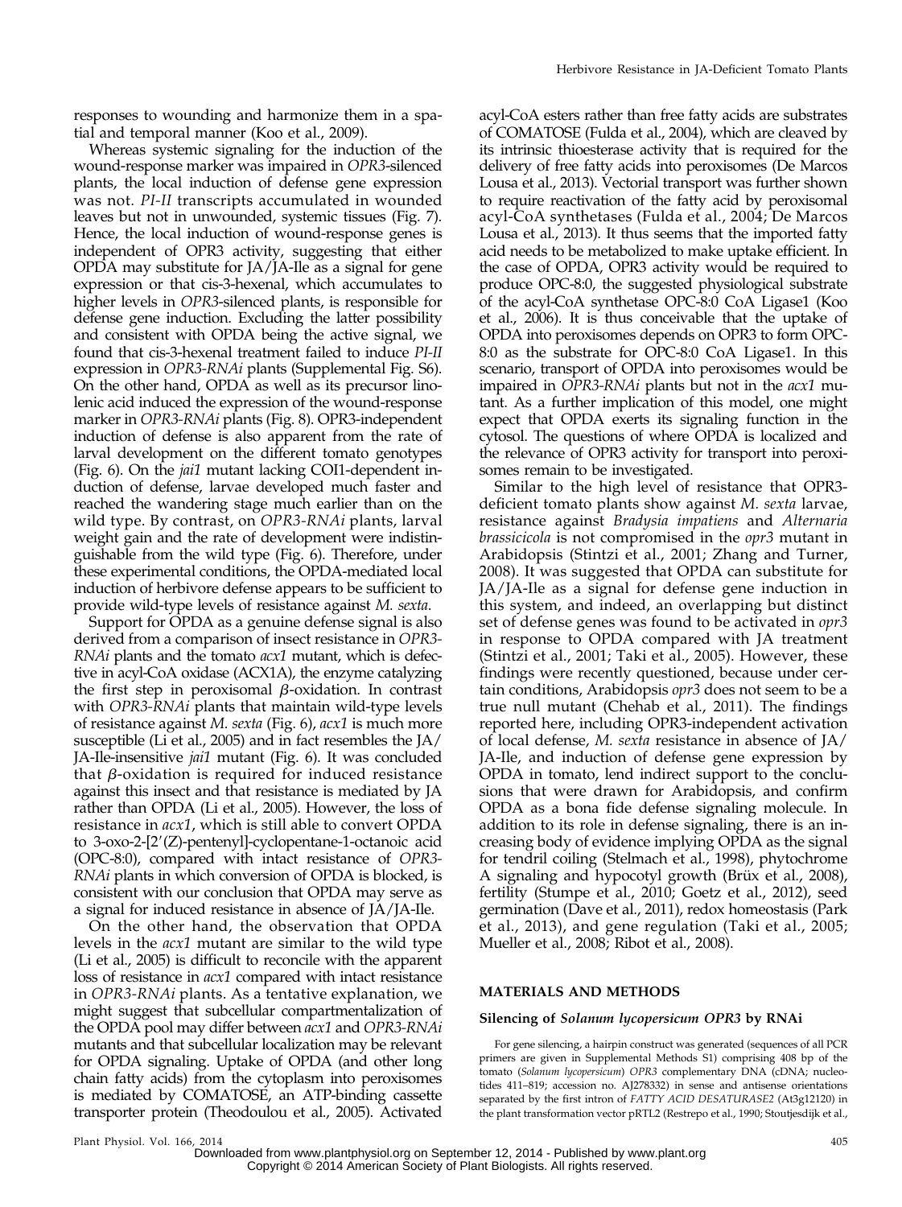responses to wounding and harmonize them in a spatial and temporal manner (Koo et al., 2009).

Whereas systemic signaling for the induction of the wound-response marker was impaired in *OPR3*-silenced plants, the local induction of defense gene expression was not. *PI-II* transcripts accumulated in wounded leaves but not in unwounded, systemic tissues (Fig. 7). Hence, the local induction of wound-response genes is independent of OPR3 activity, suggesting that either OPDA may substitute for JA/JA-Ile as a signal for gene expression or that cis-3-hexenal, which accumulates to higher levels in *OPR3*-silenced plants, is responsible for defense gene induction. Excluding the latter possibility and consistent with OPDA being the active signal, we found that cis-3-hexenal treatment failed to induce *PI-II* expression in *OPR3-RNAi* plants (Supplemental Fig. S6). On the other hand, OPDA as well as its precursor linolenic acid induced the expression of the wound-response marker in *OPR3-RNAi* plants (Fig. 8). OPR3-independent induction of defense is also apparent from the rate of larval development on the different tomato genotypes (Fig. 6). On the *jai1* mutant lacking COI1-dependent induction of defense, larvae developed much faster and reached the wandering stage much earlier than on the wild type. By contrast, on *OPR3-RNAi* plants, larval weight gain and the rate of development were indistinguishable from the wild type (Fig. 6). Therefore, under these experimental conditions, the OPDA-mediated local induction of herbivore defense appears to be sufficient to provide wild-type levels of resistance against *M. sexta*.

Support for OPDA as a genuine defense signal is also derived from a comparison of insect resistance in *OPR3-RNAi* plants and the tomato *acx1* mutant, which is defective in acyl-CoA oxidase (ACX1A), the enzyme catalyzing the first step in peroxisomal $\beta$-oxidation. In contrast with *OPR3-RNAi* plants that maintain wild-type levels of resistance against *M. sexta* (Fig. 6), *acx1* is much more susceptible (Li et al., 2005) and in fact resembles the JA/JA-Ile-insensitive *jai1* mutant (Fig. 6). It was concluded that $\beta$-oxidation is required for induced resistance against this insect and that resistance is mediated by JA rather than OPDA (Li et al., 2005). However, the loss of resistance in *acx1*, which is still able to convert OPDA to 3-oxo-2-[2′(Z)-pentenyl]-cyclopentane-1-octanoic acid (OPC-8:0), compared with intact resistance of *OPR3-RNAi* plants in which conversion of OPDA is blocked, is consistent with our conclusion that OPDA may serve as a signal for induced resistance in absence of JA/JA-Ile.

On the other hand, the observation that OPDA levels in the *acx1* mutant are similar to the wild type (Li et al., 2005) is difficult to reconcile with the apparent loss of resistance in *acx1* compared with intact resistance in *OPR3-RNAi* plants. As a tentative explanation, we might suggest that subcellular compartmentalization of the OPDA pool may differ between *acx1* and *OPR3-RNAi* mutants and that subcellular localization may be relevant for OPDA signaling. Uptake of OPDA (and other long chain fatty acids) from the cytoplasm into peroxisomes is mediated by COMATOSE, an ATP-binding cassette transporter protein (Theodoulou et al., 2005). Activated acyl-CoA esters rather than free fatty acids are substrates of COMATOSE (Fulda et al., 2004), which are cleaved by its intrinsic thioesterase activity that is required for the delivery of free fatty acids into peroxisomes (De Marcos Lousa et al., 2013). Vectorial transport was further shown to require reactivation of the fatty acid by peroxisomal acyl-CoA synthetases (Fulda et al., 2004; De Marcos Lousa et al., 2013). It thus seems that the imported fatty acid needs to be metabolized to make uptake efficient. In the case of OPDA, OPR3 activity would be required to produce OPC-8:0, the suggested physiological substrate of the acyl-CoA synthetase OPC-8:0 CoA Ligase1 (Koo et al., 2006). It is thus conceivable that the uptake of OPDA into peroxisomes depends on OPR3 to form OPC-8:0 as the substrate for OPC-8:0 CoA Ligase1. In this scenario, transport of OPDA into peroxisomes would be impaired in *OPR3-RNAi* plants but not in the *acx1* mutant. As a further implication of this model, one might expect that OPDA exerts its signaling function in the cytosol. The questions of where OPDA is localized and the relevance of OPR3 activity for transport into peroxisomes remain to be investigated.

Similar to the high level of resistance that OPR3-deficient tomato plants show against *M. sexta* larvae, resistance against *Bradysia impatiens* and *Alternaria brassicicola* is not compromised in the *opr3* mutant in Arabidopsis (Stintzi et al., 2001; Zhang and Turner, 2008). It was suggested that OPDA can substitute for JA/JA-Ile as a signal for defense gene induction in this system, and indeed, an overlapping but distinct set of defense genes was found to be activated in *opr3* in response to OPDA compared with JA treatment (Stintzi et al., 2001; Taki et al., 2005). However, these findings were recently questioned, because under certain conditions, Arabidopsis *opr3* does not seem to be a true null mutant (Chehab et al., 2011). The findings reported here, including OPR3-independent activation of local defense, *M. sexta* resistance in absence of JA/JA-Ile, and induction of defense gene expression by OPDA in tomato, lend indirect support to the conclusions that were drawn for Arabidopsis, and confirm OPDA as a bona fide defense signaling molecule. In addition to its role in defense signaling, there is an increasing body of evidence implying OPDA as the signal for tendril coiling (Stelmach et al., 1998), phytochrome A signaling and hypocotyl growth (Brüx et al., 2008), fertility (Stumpe et al., 2010; Goetz et al., 2012), seed germination (Dave et al., 2011), redox homeostasis (Park et al., 2013), and gene regulation (Taki et al., 2005; Mueller et al., 2008; Ribot et al., 2008).

## MATERIALS AND METHODS

### Silencing of *Solanum lycopersicum OPR3* by RNAi

For gene silencing, a hairpin construct was generated (sequences of all PCR primers are given in Supplemental Methods S1) comprising 408 bp of the tomato (*Solanum lycopersicum*) *OPR3* complementary DNA (cDNA; nucleotides 411–819; accession no. AJ278332) in sense and antisense orientations separated by the first intron of *FATTY ACID DESATURASE2* (At3g12120) in the plant transformation vector pRTL2 (Restrepo et al., 1990; Stoutjesdijk et al.,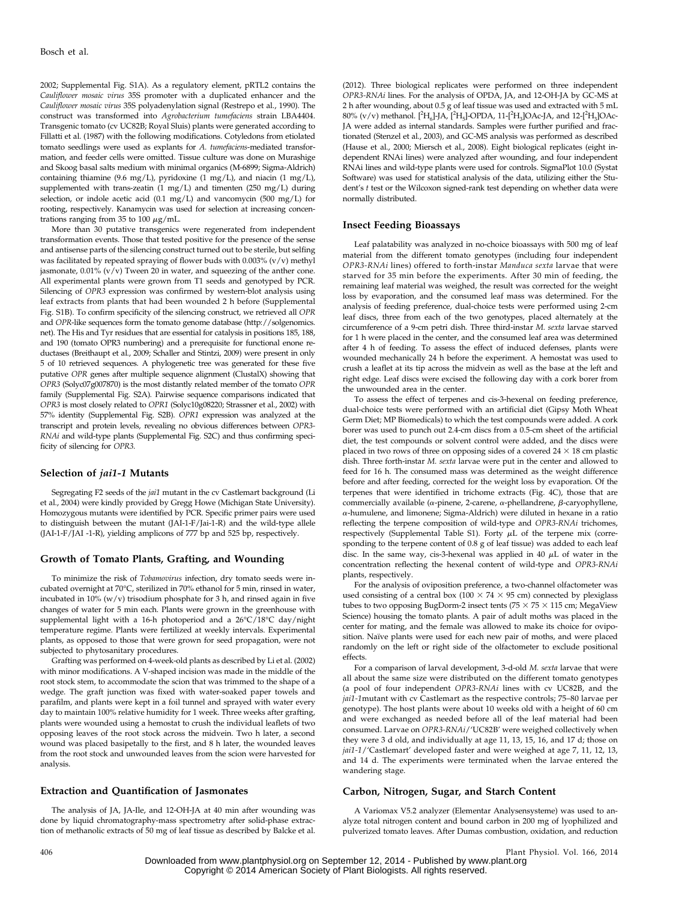2002; Supplemental Fig. S1A). As a regulatory element, pRTL2 contains the *Cauliflower mosaic virus* 35S promoter with a duplicated enhancer and the *Cauliflower mosaic virus* 35S polyadenylation signal (Restrepo et al., 1990). The construct was transformed into *Agrobacterium tumefaciens* strain LBA4404. Transgenic tomato (cv UC82B; Royal Sluis) plants were generated according to Fillatti et al. (1987) with the following modifications. Cotyledons from etiolated tomato seedlings were used as explants for *A. tumefaciens*-mediated transformation, and feeder cells were omitted. Tissue culture was done on Murashige and Skoog basal salts medium with minimal organics (M-6899; Sigma-Aldrich) containing thiamine (9.6 mg/L), pyridoxine (1 mg/L), and niacin (1 mg/L), supplemented with trans-zeatin (1 mg/L) and timenten (250 mg/L) during selection, or indole acetic acid (0.1 mg/L) and vancomycin (500 mg/L) for rooting, respectively. Kanamycin was used for selection at increasing concentrations ranging from 35 to 100 $\mu$g/mL.

More than 30 putative transgenics were regenerated from independent transformation events. Those that tested positive for the presence of the sense and antisense parts of the silencing construct turned out to be sterile, but selfing was facilitated by repeated spraying of flower buds with 0.003% (v/v) methyl jasmonate, 0.01% (v/v) Tween 20 in water, and squeezing of the anther cone. All experimental plants were grown from T1 seeds and genotyped by PCR. Silencing of *OPR3* expression was confirmed by western-blot analysis using leaf extracts from plants that had been wounded 2 h before (Supplemental Fig. S1B). To confirm specificity of the silencing construct, we retrieved all *OPR* and *OPR*-like sequences form the tomato genome database (http://solgenomics.net). The His and Tyr residues that are essential for catalysis in positions 185, 188, and 190 (tomato OPR3 numbering) and a prerequisite for functional enone reductases (Breithaupt et al., 2009; Schaller and Stintzi, 2009) were present in only 5 of 10 retrieved sequences. A phylogenetic tree was generated for these five putative *OPR* genes after multiple sequence alignment (ClustalX) showing that *OPR3* (Solyc07g007870) is the most distantly related member of the tomato *OPR* family (Supplemental Fig. S2A). Pairwise sequence comparisons indicated that *OPR3* is most closely related to *OPR1* (Solyc10g08220; Strassner et al., 2002) with 57% identity (Supplemental Fig. S2B). *OPR1* expression was analyzed at the transcript and protein levels, revealing no obvious differences between *OPR3-RNAi* and wild-type plants (Supplemental Fig. S2C) and thus confirming specificity of silencing for *OPR3*.

### Selection of *jai1-1* Mutants

Segregating F2 seeds of the *jai1* mutant in the cv Castlemart background (Li et al., 2004) were kindly provided by Gregg Howe (Michigan State University). Homozygous mutants were identified by PCR. Specific primer pairs were used to distinguish between the mutant (JAI-1-F/Jai-1-R) and the wild-type allele (JAI-1-F/JAI -1-R), yielding amplicons of 777 bp and 525 bp, respectively.

### Growth of Tomato Plants, Grafting, and Wounding

To minimize the risk of *Tobamovirus* infection, dry tomato seeds were incubated overnight at 70°C, sterilized in 70% ethanol for 5 min, rinsed in water, incubated in 10% (w/v) trisodium phosphate for 3 h, and rinsed again in five changes of water for 5 min each. Plants were grown in the greenhouse with supplemental light with a 16-h photoperiod and a 26°C/18°C day/night temperature regime. Plants were fertilized at weekly intervals. Experimental plants, as opposed to those that were grown for seed propagation, were not subjected to phytosanitary procedures.

Grafting was performed on 4-week-old plants as described by Li et al. (2002) with minor modifications. A V-shaped incision was made in the middle of the root stock stem, to accommodate the scion that was trimmed to the shape of a wedge. The graft junction was fixed with water-soaked paper towels and parafilm, and plants were kept in a foil tunnel and sprayed with water every day to maintain 100% relative humidity for 1 week. Three weeks after grafting, plants were wounded using a hemostat to crush the individual leaflets of two opposing leaves of the root stock across the midvein. Two h later, a second wound was placed basipetally to the first, and 8 h later, the wounded leaves from the root stock and unwounded leaves from the scion were harvested for analysis.

### Extraction and Quantification of Jasmonates

The analysis of JA, JA-Ile, and 12-OH-JA at 40 min after wounding was done by liquid chromatography-mass spectrometry after solid-phase extraction of methanolic extracts of 50 mg of leaf tissue as described by Balcke et al. (2012). Three biological replicates were performed on three independent *OPR3-RNAi* lines. For the analysis of OPDA, JA, and 12-OH-JA by GC-MS at 2 h after wounding, about 0.5 g of leaf tissue was used and extracted with 5 mL 80% (v/v) methanol. [$^2$H$_6$]-JA, [$^2$H$_5$]-OPDA, 11-[$^2$H$_3$]OAc-JA, and 12-[$^2$H$_3$]OAc-JA were added as internal standards. Samples were further purified and fractionated (Stenzel et al., 2003), and GC-MS analysis was performed as described (Hause et al., 2000; Miersch et al., 2008). Eight biological replicates (eight independent RNAi lines) were analyzed after wounding, and four independent RNAi lines and wild-type plants were used for controls. SigmaPlot 10.0 (Systat Software) was used for statistical analysis of the data, utilizing either the Student's *t* test or the Wilcoxon signed-rank test depending on whether data were normally distributed.

### Insect Feeding Bioassays

Leaf palatability was analyzed in no-choice bioassays with 500 mg of leaf material from the different tomato genotypes (including four independent *OPR3-RNAi* lines) offered to forth-instar *Manduca sexta* larvae that were starved for 35 min before the experiments. After 30 min of feeding, the remaining leaf material was weighed, the result was corrected for the weight loss by evaporation, and the consumed leaf mass was determined. For the analysis of feeding preference, dual-choice tests were performed using 2-cm leaf discs, three from each of the two genotypes, placed alternately at the circumference of a 9-cm petri dish. Three third-instar *M. sexta* larvae starved for 1 h were placed in the center, and the consumed leaf area was determined after 4 h of feeding. To assess the effect of induced defenses, plants were wounded mechanically 24 h before the experiment. A hemostat was used to crush a leaflet at its tip across the midvein as well as the base at the left and right edge. Leaf discs were excised the following day with a cork borer from the unwounded area in the center.

To assess the effect of terpenes and cis-3-hexenal on feeding preference, dual-choice tests were performed with an artificial diet (Gipsy Moth Wheat Germ Diet; MP Biomedicals) to which the test compounds were added. A cork borer was used to punch out 2.4-cm discs from a 0.5-cm sheet of the artificial diet, the test compounds or solvent control were added, and the discs were placed in two rows of three on opposing sides of a covered 24 × 18 cm plastic dish. Three forth-instar *M. sexta* larvae were put in the center and allowed to feed for 16 h. The consumed mass was determined as the weight difference before and after feeding, corrected for the weight loss by evaporation. Of the terpenes that were identified in trichome extracts (Fig. 4C), those that are commercially available ($\alpha$-pinene, 2-carene, $\alpha$-phellandrene, $\beta$-caryophyllene, $\alpha$-humulene, and limonene; Sigma-Aldrich) were diluted in hexane in a ratio reflecting the terpene composition of wild-type and *OPR3-RNAi* trichomes, respectively (Supplemental Table S1). Forty $\mu$L of the terpene mix (corresponding to the terpene content of 0.8 g of leaf tissue) was added to each leaf disc. In the same way, cis-3-hexenal was applied in 40 $\mu$L of water in the concentration reflecting the hexenal content of wild-type and *OPR3-RNAi* plants, respectively.

For the analysis of oviposition preference, a two-channel olfactometer was used consisting of a central box (100 × 74 × 95 cm) connected by plexiglass tubes to two opposing BugDorm-2 insect tents (75 × 75 × 115 cm; MegaView Science) housing the tomato plants. A pair of adult moths was placed in the center for mating, and the female was allowed to make its choice for oviposition. Naïve plants were used for each new pair of moths, and were placed randomly on the left or right side of the olfactometer to exclude positional effects.

For a comparison of larval development, 3-d-old *M. sexta* larvae that were all about the same size were distributed on the different tomato genotypes (a pool of four independent *OPR3-RNAi* lines with cv UC82B, and the *jai1-1*mutant with cv Castlemart as the respective controls; 75–80 larvae per genotype). The host plants were about 10 weeks old with a height of 60 cm and were exchanged as needed before all of the leaf material had been consumed. Larvae on *OPR3-RNAi*/'UC82B' were weighed collectively when they were 3 d old, and individually at age 11, 13, 15, 16, and 17 d; those on *jai1-1*/'Castlemart' developed faster and were weighed at age 7, 11, 12, 13, and 14 d. The experiments were terminated when the larvae entered the wandering stage.

### Carbon, Nitrogen, Sugar, and Starch Content

A Variomax V5.2 analyzer (Elementar Analysensysteme) was used to analyze total nitrogen content and bound carbon in 200 mg of lyophilized and pulverized tomato leaves. After Dumas combustion, oxidation, and reduction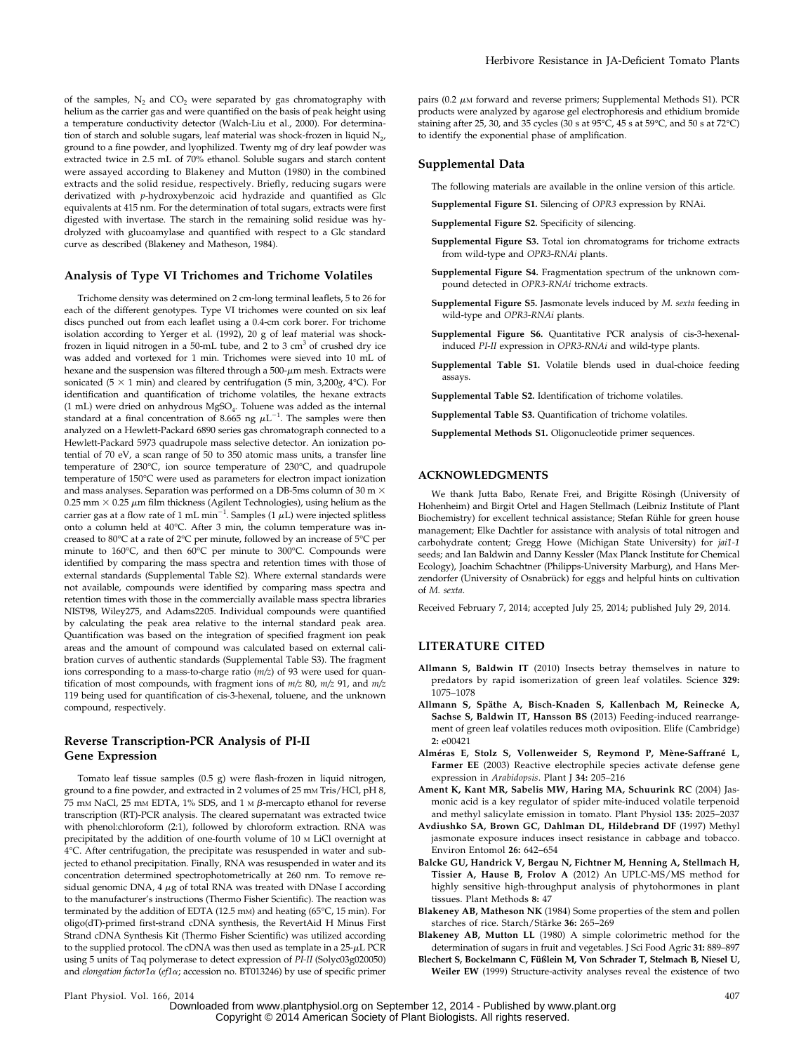of the samples, $N_2$ and $CO_2$ were separated by gas chromatography with helium as the carrier gas and were quantified on the basis of peak height using a temperature conductivity detector (Walch-Liu et al., 2000). For determination of starch and soluble sugars, leaf material was shock-frozen in liquid $N_2$, ground to a fine powder, and lyophilized. Twenty mg of dry leaf powder was extracted twice in 2.5 mL of 70% ethanol. Soluble sugars and starch content were assayed according to Blakeney and Mutton (1980) in the combined extracts and the solid residue, respectively. Briefly, reducing sugars were derivatized with *p*-hydroxybenzoic acid hydrazide and quantified as Glc equivalents at 415 nm. For the determination of total sugars, extracts were first digested with invertase. The starch in the remaining solid residue was hydrolyzed with glucoamylase and quantified with respect to a Glc standard curve as described (Blakeney and Matheson, 1984).

## Analysis of Type VI Trichomes and Trichome Volatiles

Trichome density was determined on 2 cm-long terminal leaflets, 5 to 26 for each of the different genotypes. Type VI trichomes were counted on six leaf discs punched out from each leaflet using a 0.4-cm cork borer. For trichome isolation according to Yerger et al. (1992), 20 g of leaf material was shock-frozen in liquid nitrogen in a 50-mL tube, and 2 to 3 $cm^3$ of crushed dry ice was added and vortexed for 1 min. Trichomes were sieved into 10 mL of hexane and the suspension was filtered through a 500-$\mu$m mesh. Extracts were sonicated (5 × 1 min) and cleared by centrifugation (5 min, 3,200*g*, 4°C). For identification and quantification of trichome volatiles, the hexane extracts (1 mL) were dried on anhydrous $MgSO_4$. Toluene was added as the internal standard at a final concentration of 8.665 ng $\mu L^{-1}$. The samples were then analyzed on a Hewlett-Packard 6890 series gas chromatograph connected to a Hewlett-Packard 5973 quadrupole mass selective detector. An ionization potential of 70 eV, a scan range of 50 to 350 atomic mass units, a transfer line temperature of 230°C, ion source temperature of 230°C, and quadrupole temperature of 150°C were used as parameters for electron impact ionization and mass analyses. Separation was performed on a DB-5ms column of 30 m × 0.25 mm × 0.25 $\mu$m film thickness (Agilent Technologies), using helium as the carrier gas at a flow rate of 1 mL $min^{-1}$. Samples (1 $\mu$L) were injected splitless onto a column held at 40°C. After 3 min, the column temperature was increased to 80°C at a rate of 2°C per minute, followed by an increase of 5°C per minute to 160°C, and then 60°C per minute to 300°C. Compounds were identified by comparing the mass spectra and retention times with those of external standards (Supplemental Table S2). Where external standards were not available, compounds were identified by comparing mass spectra and retention times with those in the commercially available mass spectra libraries NIST98, Wiley275, and Adams2205. Individual compounds were quantified by calculating the peak area relative to the internal standard peak area. Quantification was based on the integration of specified fragment ion peak areas and the amount of compound was calculated based on external calibration curves of authentic standards (Supplemental Table S3). The fragment ions corresponding to a mass-to-charge ratio (*m/z*) of 93 were used for quantification of most compounds, with fragment ions of *m/z* 80, *m/z* 91, and *m/z* 119 being used for quantification of cis-3-hexenal, toluene, and the unknown compound, respectively.

## Reverse Transcription-PCR Analysis of PI-II Gene Expression

Tomato leaf tissue samples (0.5 g) were flash-frozen in liquid nitrogen, ground to a fine powder, and extracted in 2 volumes of 25 mM Tris/HCl, pH 8, 75 mM NaCl, 25 mM EDTA, 1% SDS, and 1 M $\beta$-mercapto ethanol for reverse transcription (RT)-PCR analysis. The cleared supernatant was extracted twice with phenol:chloroform (2:1), followed by chloroform extraction. RNA was precipitated by the addition of one-fourth volume of 10 M LiCl overnight at 4°C. After centrifugation, the precipitate was resuspended in water and subjected to ethanol precipitation. Finally, RNA was resuspended in water and its concentration determined spectrophotometrically at 260 nm. To remove residual genomic DNA, 4 $\mu$g of total RNA was treated with DNase I according to the manufacturer's instructions (Thermo Fisher Scientific). The reaction was terminated by the addition of EDTA (12.5 mM) and heating (65°C, 15 min). For oligo(dT)-primed first-strand cDNA synthesis, the RevertAid H Minus First Strand cDNA Synthesis Kit (Thermo Fisher Scientific) was utilized according to the supplied protocol. The cDNA was then used as template in a 25-$\mu$L PCR using 5 units of Taq polymerase to detect expression of *PI-II* (Solyc03g020050) and *elongation factor1α* (*ef1α*; accession no. BT013246) by use of specific primer pairs (0.2 $\mu$M forward and reverse primers; Supplemental Methods S1). PCR products were analyzed by agarose gel electrophoresis and ethidium bromide staining after 25, 30, and 35 cycles (30 s at 95°C, 45 s at 59°C, and 50 s at 72°C) to identify the exponential phase of amplification.

## Supplemental Data

The following materials are available in the online version of this article.

**Supplemental Figure S1.** Silencing of *OPR3* expression by RNAi.

**Supplemental Figure S2.** Specificity of silencing.

**Supplemental Figure S3.** Total ion chromatograms for trichome extracts from wild-type and *OPR3-RNAi* plants.

**Supplemental Figure S4.** Fragmentation spectrum of the unknown compound detected in *OPR3-RNAi* trichome extracts.

**Supplemental Figure S5.** Jasmonate levels induced by *M. sexta* feeding in wild-type and *OPR3-RNAi* plants.

**Supplemental Figure S6.** Quantitative PCR analysis of cis-3-hexenal-induced *PI-II* expression in *OPR3-RNAi* and wild-type plants.

**Supplemental Table S1.** Volatile blends used in dual-choice feeding assays.

**Supplemental Table S2.** Identification of trichome volatiles.

**Supplemental Table S3.** Quantification of trichome volatiles.

**Supplemental Methods S1.** Oligonucleotide primer sequences.

## ACKNOWLEDGMENTS

We thank Jutta Babo, Renate Frei, and Brigitte Rösingh (University of Hohenheim) and Birgit Ortel and Hagen Stellmach (Leibniz Institute of Plant Biochemistry) for excellent technical assistance; Stefan Rühle for green house management; Elke Dachtler for assistance with analysis of total nitrogen and carbohydrate content; Gregg Howe (Michigan State University) for *jai1-1* seeds; and Ian Baldwin and Danny Kessler (Max Planck Institute for Chemical Ecology), Joachim Schachtner (Philipps-University Marburg), and Hans Merzendorfer (University of Osnabrück) for eggs and helpful hints on cultivation of *M. sexta*.

Received February 7, 2014; accepted July 25, 2014; published July 29, 2014.

## LITERATURE CITED

**Allmann S, Baldwin IT** (2010) Insects betray themselves in nature to predators by rapid isomerization of green leaf volatiles. Science **329:** 1075–1078

**Allmann S, Späthe A, Bisch-Knaden S, Kallenbach M, Reinecke A, Sachse S, Baldwin IT, Hansson BS** (2013) Feeding-induced rearrangement of green leaf volatiles reduces moth oviposition. Elife (Cambridge) **2:** e00421

**Alméras E, Stolz S, Vollenweider S, Reymond P, Mène-Saffrané L, Farmer EE** (2003) Reactive electrophile species activate defense gene expression in *Arabidopsis*. Plant J **34:** 205–216

**Ament K, Kant MR, Sabelis MW, Haring MA, Schuurink RC** (2004) Jasmonic acid is a key regulator of spider mite-induced volatile terpenoid and methyl salicylate emission in tomato. Plant Physiol **135:** 2025–2037

**Avdiushko SA, Brown GC, Dahlman DL, Hildebrand DF** (1997) Methyl jasmonate exposure induces insect resistance in cabbage and tobacco. Environ Entomol **26:** 642–654

**Balcke GU, Handrick V, Bergau N, Fichtner M, Henning A, Stellmach H, Tissier A, Hause B, Frolov A** (2012) An UPLC-MS/MS method for highly sensitive high-throughput analysis of phytohormones in plant tissues. Plant Methods **8:** 47

**Blakeney AB, Matheson NK** (1984) Some properties of the stem and pollen starches of rice. Starch/Stärke **36:** 265–269

**Blakeney AB, Mutton LL** (1980) A simple colorimetric method for the determination of sugars in fruit and vegetables. J Sci Food Agric **31:** 889–897

**Blechert S, Bockelmann C, Füßlein M, Von Schrader T, Stelmach B, Niesel U, Weiler EW** (1999) Structure-activity analyses reveal the existence of two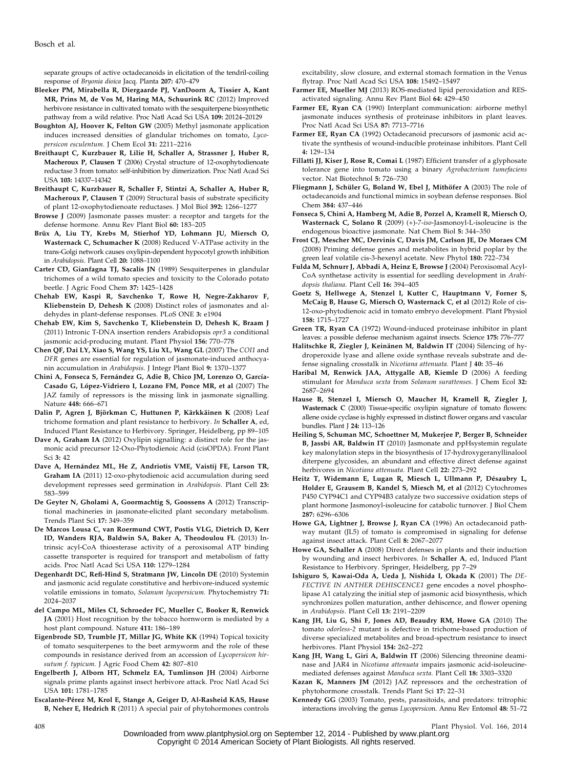separate groups of active octadecanoids in elicitation of the tendril-coiling response of *Bryonia dioica* Jacq. Planta **207:** 470–479

**Bleeker PM, Mirabella R, Diergaarde PJ, VanDoorn A, Tissier A, Kant MR, Prins M, de Vos M, Haring MA, Schuurink RC** (2012) Improved herbivore resistance in cultivated tomato with the sesquiterpene biosynthetic pathway from a wild relative. Proc Natl Acad Sci USA **109:** 20124–20129

**Boughton AJ, Hoover K, Felton GW** (2005) Methyl jasmonate application induces increased densities of glandular trichomes on tomato, *Lycopersicon esculentum*. J Chem Ecol **31:** 2211–2216

**Breithaupt C, Kurzbauer R, Lilie H, Schaller A, Strassner J, Huber R, Macheroux P, Clausen T** (2006) Crystal structure of 12-oxophytodienoate reductase 3 from tomato: self-inhibition by dimerization. Proc Natl Acad Sci USA **103:** 14337–14342

**Breithaupt C, Kurzbauer R, Schaller F, Stintzi A, Schaller A, Huber R, Macheroux P, Clausen T** (2009) Structural basis of substrate specificity of plant 12-oxophytodienoate reductases. J Mol Biol **392:** 1266–1277

**Browse J** (2009) Jasmonate passes muster: a receptor and targets for the defense hormone. Annu Rev Plant Biol **60:** 183–205

**Brüx A, Liu TY, Krebs M, Stierhof YD, Lohmann JU, Miersch O, Wasternack C, Schumacher K** (2008) Reduced V-ATPase activity in the trans-Golgi network causes oxylipin-dependent hypocotyl growth inhibition in *Arabidopsis*. Plant Cell **20:** 1088–1100

**Carter CD, Gianfagna TJ, Sacalis JN** (1989) Sesquiterpenes in glandular trichomes of a wild tomato species and toxicity to the Colorado potato beetle. J Agric Food Chem **37:** 1425–1428

**Chehab EW, Kaspi R, Savchenko T, Rowe H, Negre-Zakharov F, Kliebenstein D, Dehesh K** (2008) Distinct roles of jasmonates and aldehydes in plant-defense responses. PLoS ONE **3:** e1904

**Chehab EW, Kim S, Savchenko T, Kliebenstein D, Dehesh K, Braam J** (2011) Intronic T-DNA insertion renders Arabidopsis *opr3* a conditional jasmonic acid-producing mutant. Plant Physiol **156:** 770–778

**Chen QF, Dai LY, Xiao S, Wang YS, Liu XL, Wang GL** (2007) The *COI1* and *DFR* genes are essential for regulation of jasmonate-induced anthocyanin accumulation in *Arabidopsis*. J Integr Plant Biol **9:** 1370–1377

**Chini A, Fonseca S, Fernández G, Adie B, Chico JM, Lorenzo O, García-Casado G, López-Vidriero I, Lozano FM, Ponce MR, et al** (2007) The JAZ family of repressors is the missing link in jasmonate signalling. Nature **448:** 666–671

**Dalin P, Agren J, Björkman C, Huttunen P, Kärkkäinen K** (2008) Leaf trichome formation and plant resistance to herbivory. *In* **Schaller A**, ed, Induced Plant Resistance to Herbivory. Springer, Heidelberg, pp 89–105

**Dave A, Graham IA** (2012) Oxylipin signalling: a distinct role for the jasmonic acid precursor 12-Oxo-Phytodienoic Acid (cisOPDA). Front Plant Sci **3:** 42

**Dave A, Hernández ML, He Z, Andriotis VME, Vaistij FE, Larson TR, Graham IA** (2011) 12-oxo-phytodienoic acid accumulation during seed development represses seed germination in *Arabidopsis*. Plant Cell **23:** 583–599

**De Geyter N, Gholami A, Goormachtig S, Goossens A** (2012) Transcriptional machineries in jasmonate-elicited plant secondary metabolism. Trends Plant Sci **17:** 349–359

**De Marcos Lousa C, van Roermund CWT, Postis VLG, Dietrich D, Kerr ID, Wanders RJA, Baldwin SA, Baker A, Theodoulou FL** (2013) Intrinsic acyl-CoA thioesterase activity of a peroxisomal ATP binding cassette transporter is required for transport and metabolism of fatty acids. Proc Natl Acad Sci USA **110:** 1279–1284

**Degenhardt DC, Refi-Hind S, Stratmann JW, Lincoln DE** (2010) Systemin and jasmonic acid regulate constitutive and herbivore-induced systemic volatile emissions in tomato, *Solanum lycopersicum*. Phytochemistry **71:** 2024–2037

**del Campo ML, Miles CI, Schroeder FC, Mueller C, Booker R, Renwick JA** (2001) Host recognition by the tobacco hornworm is mediated by a host plant compound. Nature **411:** 186–189

**Eigenbrode SD, Trumble JT, Millar JG, White KK** (1994) Topical toxicity of tomato sesquiterpenes to the beet armyworm and the role of these compounds in resistance derived from an accession of *Lycopersicon hirsutum f. typicum*. J Agric Food Chem **42:** 807–810

**Engelberth J, Alborn HT, Schmelz EA, Tumlinson JH** (2004) Airborne signals prime plants against insect herbivore attack. Proc Natl Acad Sci USA **101:** 1781–1785

**Escalante-Pérez M, Krol E, Stange A, Geiger D, Al-Rasheid KAS, Hause B, Neher E, Hedrich R** (2011) A special pair of phytohormones controls excitability, slow closure, and external stomach formation in the Venus flytrap. Proc Natl Acad Sci USA **108:** 15492–15497

**Farmer EE, Mueller MJ** (2013) ROS-mediated lipid peroxidation and RES-activated signaling. Annu Rev Plant Biol **64:** 429–450

**Farmer EE, Ryan CA** (1990) Interplant communication: airborne methyl jasmonate induces synthesis of proteinase inhibitors in plant leaves. Proc Natl Acad Sci USA **87:** 7713–7716

**Farmer EE, Ryan CA** (1992) Octadecanoid precursors of jasmonic acid activate the synthesis of wound-inducible proteinase inhibitors. Plant Cell **4:** 129–134

**Fillatti JJ, Kiser J, Rose R, Comai L** (1987) Efficient transfer of a glyphosate tolerance gene into tomato using a binary *Agrobacterium tumefaciens* vector. Nat Biotechnol **5:** 726–730

**Fliegmann J, Schüler G, Boland W, Ebel J, Mithöfer A** (2003) The role of octadecanoids and functional mimics in soybean defense responses. Biol Chem **384:** 437–446

**Fonseca S, Chini A, Hamberg M, Adie B, Porzel A, Kramell R, Miersch O, Wasternack C, Solano R** (2009) (+)-7-*iso*-Jasmonoyl-L-isoleucine is the endogenous bioactive jasmonate. Nat Chem Biol **5:** 344–350

**Frost CJ, Mescher MC, Dervinis C, Davis JM, Carlson JE, De Moraes CM** (2008) Priming defense genes and metabolites in hybrid poplar by the green leaf volatile cis-3-hexenyl acetate. New Phytol **180:** 722–734

**Fulda M, Schnurr J, Abbadi A, Heinz E, Browse J** (2004) Peroxisomal Acyl-CoA synthetase activity is essential for seedling development in *Arabidopsis thaliana*. Plant Cell **16:** 394–405

**Goetz S, Hellwege A, Stenzel I, Kutter C, Hauptmann V, Forner S, McCaig B, Hause G, Miersch O, Wasternack C, et al** (2012) Role of cis-12-oxo-phytodienoic acid in tomato embryo development. Plant Physiol **158:** 1715–1727

**Green TR, Ryan CA** (1972) Wound-induced proteinase inhibitor in plant leaves: a possible defense mechanism against insects. Science **175:** 776–777

**Halitschke R, Ziegler J, Keinänen M, Baldwin IT** (2004) Silencing of hydroperoxide lyase and allene oxide synthase reveals substrate and defense signaling crosstalk in *Nicotiana attenuata*. Plant J **40:** 35–46

**Haribal M, Renwick JAA, Attygalle AB, Kiemle D** (2006) A feeding stimulant for *Manduca sexta* from *Solanum surattenses*. J Chem Ecol **32:** 2687–2694

**Hause B, Stenzel I, Miersch O, Maucher H, Kramell R, Ziegler J, Wasternack C** (2000) Tissue-specific oxylipin signature of tomato flowers: allene oxide cyclase is highly expressed in distinct flower organs and vascular bundles. Plant J **24:** 113–126

**Heiling S, Schuman MC, Schoettner M, Mukerjee P, Berger B, Schneider B, Jassbi AR, Baldwin IT** (2010) Jasmonate and ppHsystemin regulate key malonylation steps in the biosynthesis of 17-hydroxygeranyllinalool diterpene glycosides, an abundant and effective direct defense against herbivores in *Nicotiana attenuata*. Plant Cell **22:** 273–292

**Heitz T, Widemann E, Lugan R, Miesch L, Ullmann P, Désaubry L, Holder E, Grausem B, Kandel S, Miesch M, et al** (2012) Cytochromes P450 CYP94C1 and CYP94B3 catalyze two successive oxidation steps of plant hormone Jasmonoyl-isoleucine for catabolic turnover. J Biol Chem **287:** 6296–6306

**Howe GA, Lightner J, Browse J, Ryan CA** (1996) An octadecanoid pathway mutant (JL5) of tomato is compromised in signaling for defense against insect attack. Plant Cell **8:** 2067–2077

**Howe GA, Schaller A** (2008) Direct defenses in plants and their induction by wounding and insect herbivores. *In* **Schaller A**, ed, Induced Plant Resistance to Herbivory. Springer, Heidelberg, pp 7–29

**Ishiguro S, Kawai-Oda A, Ueda J, Nishida I, Okada K** (2001) The *DEFECTIVE IN ANTHER DEHISCENCE1* gene encodes a novel phospholipase A1 catalyzing the initial step of jasmonic acid biosynthesis, which synchronizes pollen maturation, anther dehiscence, and flower opening in *Arabidopsis*. Plant Cell **13:** 2191–2209

**Kang JH, Liu G, Shi F, Jones AD, Beaudry RM, Howe GA** (2010) The tomato *odorless-2* mutant is defective in trichome-based production of diverse specialized metabolites and broad-spectrum resistance to insect herbivores. Plant Physiol **154:** 262–272

**Kang JH, Wang L, Giri A, Baldwin IT** (2006) Silencing threonine deaminase and JAR4 in *Nicotiana attenuata* impairs jasmonic acid-isoleucine-mediated defenses against *Manduca sexta*. Plant Cell **18:** 3303–3320

**Kazan K, Manners JM** (2012) JAZ repressors and the orchestration of phytohormone crosstalk. Trends Plant Sci **17:** 22–31

**Kennedy GG** (2003) Tomato, pests, parasitoids, and predators: tritrophic interactions involving the genus *Lycopersicon*. Annu Rev Entomol **48:** 51–72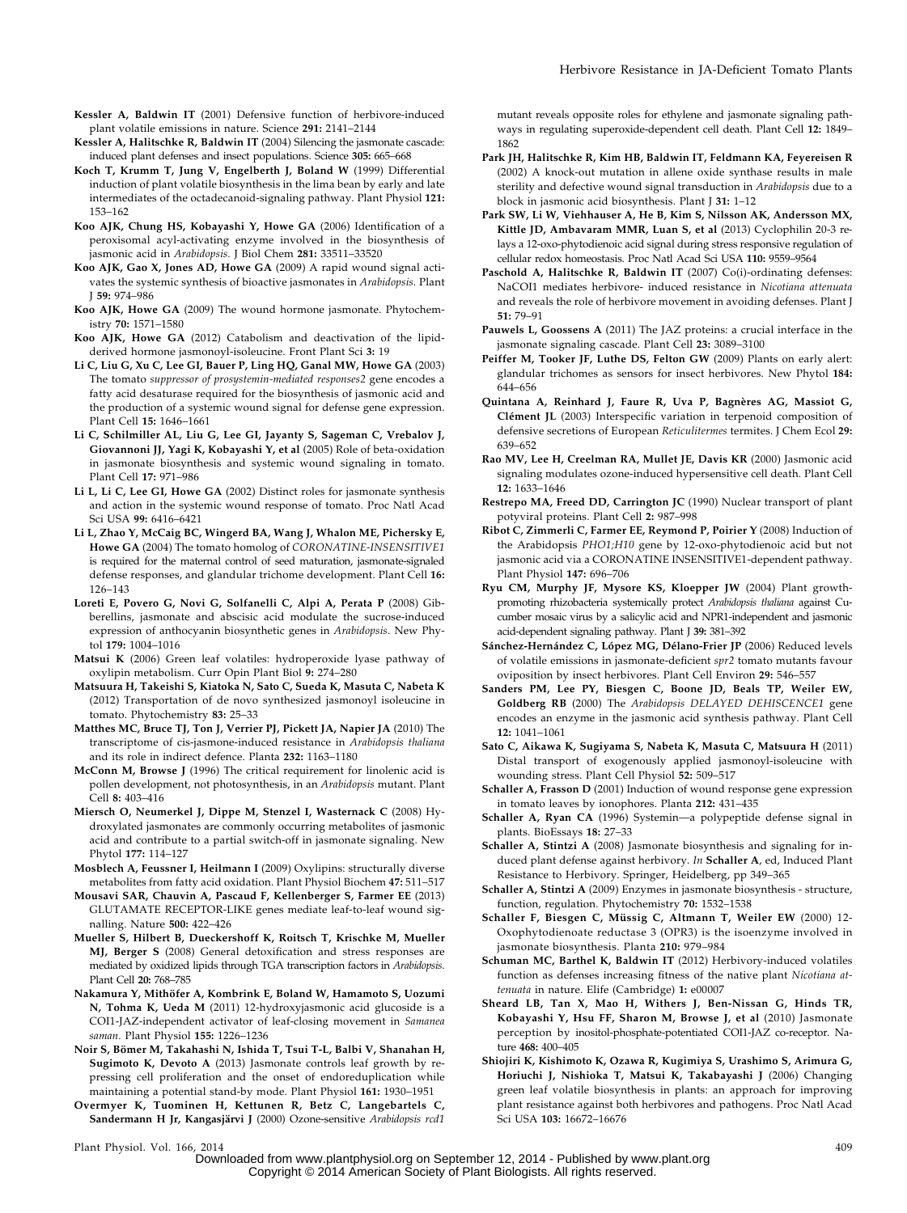**Kessler A, Baldwin IT** (2001) Defensive function of herbivore-induced plant volatile emissions in nature. Science **291:** 2141–2144

**Kessler A, Halitschke R, Baldwin IT** (2004) Silencing the jasmonate cascade: induced plant defenses and insect populations. Science **305:** 665–668

**Koch T, Krumm T, Jung V, Engelberth J, Boland W** (1999) Differential induction of plant volatile biosynthesis in the lima bean by early and late intermediates of the octadecanoid-signaling pathway. Plant Physiol **121:** 153–162

**Koo AJK, Chung HS, Kobayashi Y, Howe GA** (2006) Identification of a peroxisomal acyl-activating enzyme involved in the biosynthesis of jasmonic acid in *Arabidopsis*. J Biol Chem **281:** 33511–33520

**Koo AJK, Gao X, Jones AD, Howe GA** (2009) A rapid wound signal activates the systemic synthesis of bioactive jasmonates in *Arabidopsis*. Plant J **59:** 974–986

**Koo AJK, Howe GA** (2009) The wound hormone jasmonate. Phytochemistry **70:** 1571–1580

**Koo AJK, Howe GA** (2012) Catabolism and deactivation of the lipid-derived hormone jasmonoyl-isoleucine. Front Plant Sci **3:** 19

**Li C, Liu G, Xu C, Lee GI, Bauer P, Ling HQ, Ganal MW, Howe GA** (2003) The tomato *suppressor of prosystemin-mediated responses2* gene encodes a fatty acid desaturase required for the biosynthesis of jasmonic acid and the production of a systemic wound signal for defense gene expression. Plant Cell **15:** 1646–1661

**Li C, Schilmiller AL, Liu G, Lee GI, Jayanty S, Sageman C, Vrebalov J, Giovannoni JJ, Yagi K, Kobayashi Y, et al** (2005) Role of beta-oxidation in jasmonate biosynthesis and systemic wound signaling in tomato. Plant Cell **17:** 971–986

**Li L, Li C, Lee GI, Howe GA** (2002) Distinct roles for jasmonate synthesis and action in the systemic wound response of tomato. Proc Natl Acad Sci USA **99:** 6416–6421

**Li L, Zhao Y, McCaig BC, Wingerd BA, Wang J, Whalon ME, Pichersky E, Howe GA** (2004) The tomato homolog of *CORONATINE-INSENSITIVE1* is required for the maternal control of seed maturation, jasmonate-signaled defense responses, and glandular trichome development. Plant Cell **16:** 126–143

**Loreti E, Povero G, Novi G, Solfanelli C, Alpi A, Perata P** (2008) Gibberellins, jasmonate and abscisic acid modulate the sucrose-induced expression of anthocyanin biosynthetic genes in *Arabidopsis*. New Phytol **179:** 1004–1016

**Matsui K** (2006) Green leaf volatiles: hydroperoxide lyase pathway of oxylipin metabolism. Curr Opin Plant Biol **9:** 274–280

**Matsuura H, Takeishi S, Kiatoka N, Sato C, Sueda K, Masuta C, Nabeta K** (2012) Transportation of de novo synthesized jasmonoyl isoleucine in tomato. Phytochemistry **83:** 25–33

**Matthes MC, Bruce TJ, Ton J, Verrier PJ, Pickett JA, Napier JA** (2010) The transcriptome of cis-jasmone-induced resistance in *Arabidopsis thaliana* and its role in indirect defence. Planta **232:** 1163–1180

**McConn M, Browse J** (1996) The critical requirement for linolenic acid is pollen development, not photosynthesis, in an *Arabidopsis* mutant. Plant Cell **8:** 403–416

**Miersch O, Neumerkel J, Dippe M, Stenzel I, Wasternack C** (2008) Hydroxylated jasmonates are commonly occurring metabolites of jasmonic acid and contribute to a partial switch-off in jasmonate signaling. New Phytol **177:** 114–127

**Mosblech A, Feussner I, Heilmann I** (2009) Oxylipins: structurally diverse metabolites from fatty acid oxidation. Plant Physiol Biochem **47:** 511–517

**Mousavi SAR, Chauvin A, Pascaud F, Kellenberger S, Farmer EE** (2013) GLUTAMATE RECEPTOR-LIKE genes mediate leaf-to-leaf wound signalling. Nature **500:** 422–426

**Mueller S, Hilbert B, Dueckershoff K, Roitsch T, Krischke M, Mueller MJ, Berger S** (2008) General detoxification and stress responses are mediated by oxidized lipids through TGA transcription factors in *Arabidopsis*. Plant Cell **20:** 768–785

**Nakamura Y, Mithöfer A, Kombrink E, Boland W, Hamamoto S, Uozumi N, Tohma K, Ueda M** (2011) 12-hydroxyjasmonic acid glucoside is a COI1-JAZ-independent activator of leaf-closing movement in *Samanea saman*. Plant Physiol **155:** 1226–1236

**Noir S, Bömer M, Takahashi N, Ishida T, Tsui T-L, Balbi V, Shanahan H, Sugimoto K, Devoto A** (2013) Jasmonate controls leaf growth by repressing cell proliferation and the onset of endoreduplication while maintaining a potential stand-by mode. Plant Physiol **161:** 1930–1951

**Overmyer K, Tuominen H, Kettunen R, Betz C, Langebartels C, Sandermann H Jr, Kangasjärvi J** (2000) Ozone-sensitive *Arabidopsis rcd1* mutant reveals opposite roles for ethylene and jasmonate signaling pathways in regulating superoxide-dependent cell death. Plant Cell **12:** 1849–1862

**Park JH, Halitschke R, Kim HB, Baldwin IT, Feldmann KA, Feyereisen R** (2002) A knock-out mutation in allene oxide synthase results in male sterility and defective wound signal transduction in *Arabidopsis* due to a block in jasmonic acid biosynthesis. Plant J **31:** 1–12

**Park SW, Li W, Viehhauser A, He B, Kim S, Nilsson AK, Andersson MX, Kittle JD, Ambavaram MMR, Luan S, et al** (2013) Cyclophilin 20-3 relays a 12-oxo-phytodienoic acid signal during stress responsive regulation of cellular redox homeostasis. Proc Natl Acad Sci USA **110:** 9559–9564

**Paschold A, Halitschke R, Baldwin IT** (2007) Co(i)-ordinating defenses: NaCOI1 mediates herbivore- induced resistance in *Nicotiana attenuata* and reveals the role of herbivore movement in avoiding defenses. Plant J **51:** 79–91

**Pauwels L, Goossens A** (2011) The JAZ proteins: a crucial interface in the jasmonate signaling cascade. Plant Cell **23:** 3089–3100

**Peiffer M, Tooker JF, Luthe DS, Felton GW** (2009) Plants on early alert: glandular trichomes as sensors for insect herbivores. New Phytol **184:** 644–656

**Quintana A, Reinhard J, Faure R, Uva P, Bagnères AG, Massiot G, Clément JL** (2003) Interspecific variation in terpenoid composition of defensive secretions of European *Reticulitermes* termites. J Chem Ecol **29:** 639–652

**Rao MV, Lee H, Creelman RA, Mullet JE, Davis KR** (2000) Jasmonic acid signaling modulates ozone-induced hypersensitive cell death. Plant Cell **12:** 1633–1646

**Restrepo MA, Freed DD, Carrington JC** (1990) Nuclear transport of plant potyviral proteins. Plant Cell **2:** 987–998

**Ribot C, Zimmerli C, Farmer EE, Reymond P, Poirier Y** (2008) Induction of the Arabidopsis *PHO1;H10* gene by 12-oxo-phytodienoic acid but not jasmonic acid via a CORONATINE INSENSITIVE1-dependent pathway. Plant Physiol **147:** 696–706

**Ryu CM, Murphy JF, Mysore KS, Kloepper JW** (2004) Plant growth-promoting rhizobacteria systemically protect *Arabidopsis thaliana* against Cucumber mosaic virus by a salicylic acid and NPR1-independent and jasmonic acid-dependent signaling pathway. Plant J **39:** 381–392

**Sánchez-Hernández C, López MG, Délano-Frier JP** (2006) Reduced levels of volatile emissions in jasmonate-deficient *spr2* tomato mutants favour oviposition by insect herbivores. Plant Cell Environ **29:** 546–557

**Sanders PM, Lee PY, Biesgen C, Boone JD, Beals TP, Weiler EW, Goldberg RB** (2000) The *Arabidopsis DELAYED DEHISCENCE1* gene encodes an enzyme in the jasmonic acid synthesis pathway. Plant Cell **12:** 1041–1061

**Sato C, Aikawa K, Sugiyama S, Nabeta K, Masuta C, Matsuura H** (2011) Distal transport of exogenously applied jasmonoyl-isoleucine with wounding stress. Plant Cell Physiol **52:** 509–517

**Schaller A, Frasson D** (2001) Induction of wound response gene expression in tomato leaves by ionophores. Planta **212:** 431–435

**Schaller A, Ryan CA** (1996) Systemin—a polypeptide defense signal in plants. BioEssays **18:** 27–33

**Schaller A, Stintzi A** (2008) Jasmonate biosynthesis and signaling for induced plant defense against herbivory. *In* **Schaller A**, ed, Induced Plant Resistance to Herbivory. Springer, Heidelberg, pp 349–365

**Schaller A, Stintzi A** (2009) Enzymes in jasmonate biosynthesis - structure, function, regulation. Phytochemistry **70:** 1532–1538

**Schaller F, Biesgen C, Müssig C, Altmann T, Weiler EW** (2000) 12-Oxophytodienoate reductase 3 (OPR3) is the isoenzyme involved in jasmonate biosynthesis. Planta **210:** 979–984

**Schuman MC, Barthel K, Baldwin IT** (2012) Herbivory-induced volatiles function as defenses increasing fitness of the native plant *Nicotiana attenuata* in nature. Elife (Cambridge) **1:** e00007

**Sheard LB, Tan X, Mao H, Withers J, Ben-Nissan G, Hinds TR, Kobayashi Y, Hsu FF, Sharon M, Browse J, et al** (2010) Jasmonate perception by inositol-phosphate-potentiated COI1-JAZ co-receptor. Nature **468:** 400–405

**Shiojiri K, Kishimoto K, Ozawa R, Kugimiya S, Urashimo S, Arimura G, Horiuchi J, Nishioka T, Matsui K, Takabayashi J** (2006) Changing green leaf volatile biosynthesis in plants: an approach for improving plant resistance against both herbivores and pathogens. Proc Natl Acad Sci USA **103:** 16672–16676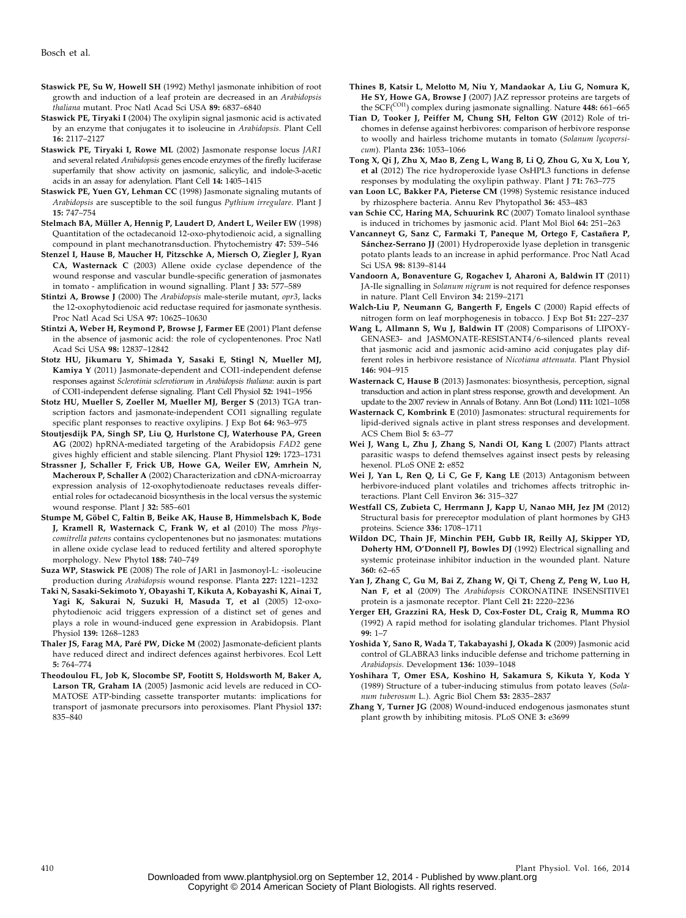**Staswick PE, Su W, Howell SH** (1992) Methyl jasmonate inhibition of root growth and induction of a leaf protein are decreased in an *Arabidopsis thaliana* mutant. Proc Natl Acad Sci USA **89:** 6837–6840

**Staswick PE, Tiryaki I** (2004) The oxylipin signal jasmonic acid is activated by an enzyme that conjugates it to isoleucine in *Arabidopsis*. Plant Cell **16:** 2117–2127

**Staswick PE, Tiryaki I, Rowe ML** (2002) Jasmonate response locus *JAR1* and several related *Arabidopsis* genes encode enzymes of the firefly luciferase superfamily that show activity on jasmonic, salicylic, and indole-3-acetic acids in an assay for adenylation. Plant Cell **14:** 1405–1415

**Staswick PE, Yuen GY, Lehman CC** (1998) Jasmonate signaling mutants of *Arabidopsis* are susceptible to the soil fungus *Pythium irregulare*. Plant J **15:** 747–754

**Stelmach BA, Müller A, Hennig P, Laudert D, Andert L, Weiler EW** (1998) Quantitation of the octadecanoid 12-oxo-phytodienoic acid, a signalling compound in plant mechanotransduction. Phytochemistry **47:** 539–546

**Stenzel I, Hause B, Maucher H, Pitzschke A, Miersch O, Ziegler J, Ryan CA, Wasternack C** (2003) Allene oxide cyclase dependence of the wound response and vascular bundle-specific generation of jasmonates in tomato - amplification in wound signalling. Plant J **33:** 577–589

**Stintzi A, Browse J** (2000) The *Arabidopsis* male-sterile mutant, *opr3*, lacks the 12-oxophytodienoic acid reductase required for jasmonate synthesis. Proc Natl Acad Sci USA **97:** 10625–10630

**Stintzi A, Weber H, Reymond P, Browse J, Farmer EE** (2001) Plant defense in the absence of jasmonic acid: the role of cyclopentenones. Proc Natl Acad Sci USA **98:** 12837–12842

**Stotz HU, Jikumaru Y, Shimada Y, Sasaki E, Stingl N, Mueller MJ, Kamiya Y** (2011) Jasmonate-dependent and COI1-independent defense responses against *Sclerotinia sclerotiorum* in *Arabidopsis thaliana*: auxin is part of COI1-independent defense signaling. Plant Cell Physiol **52:** 1941–1956

**Stotz HU, Mueller S, Zoeller M, Mueller MJ, Berger S** (2013) TGA transcription factors and jasmonate-independent COI1 signalling regulate specific plant responses to reactive oxylipins. J Exp Bot **64:** 963–975

**Stoutjesdijk PA, Singh SP, Liu Q, Hurlstone CJ, Waterhouse PA, Green AG** (2002) hpRNA-mediated targeting of the Arabidopsis *FAD2* gene gives highly efficient and stable silencing. Plant Physiol **129:** 1723–1731

**Strassner J, Schaller F, Frick UB, Howe GA, Weiler EW, Amrhein N, Macheroux P, Schaller A** (2002) Characterization and cDNA-microarray expression analysis of 12-oxophytodienoate reductases reveals differential roles for octadecanoid biosynthesis in the local versus the systemic wound response. Plant J **32:** 585–601

**Stumpe M, Göbel C, Faltin B, Beike AK, Hause B, Himmelsbach K, Bode J, Kramell R, Wasternack C, Frank W, et al** (2010) The moss *Physcomitrella patens* contains cyclopentenones but no jasmonates: mutations in allene oxide cyclase lead to reduced fertility and altered sporophyte morphology. New Phytol **188:** 740–749

**Suza WP, Staswick PE** (2008) The role of JAR1 in Jasmonoyl-L: -isoleucine production during *Arabidopsis* wound response. Planta **227:** 1221–1232

**Taki N, Sasaki-Sekimoto Y, Obayashi T, Kikuta A, Kobayashi K, Ainai T, Yagi K, Sakurai N, Suzuki H, Masuda T, et al** (2005) 12-oxo-phytodienoic acid triggers expression of a distinct set of genes and plays a role in wound-induced gene expression in Arabidopsis. Plant Physiol **139:** 1268–1283

**Thaler JS, Farag MA, Paré PW, Dicke M** (2002) Jasmonate-deficient plants have reduced direct and indirect defences against herbivores. Ecol Lett **5:** 764–774

**Theodoulou FL, Job K, Slocombe SP, Footitt S, Holdsworth M, Baker A, Larson TR, Graham IA** (2005) Jasmonic acid levels are reduced in COMATOSE ATP-binding cassette transporter mutants: implications for transport of jasmonate precursors into peroxisomes. Plant Physiol **137:** 835–840

**Thines B, Katsir L, Melotto M, Niu Y, Mandaokar A, Liu G, Nomura K, He SY, Howe GA, Browse J** (2007) JAZ repressor proteins are targets of the SCF(COI1) complex during jasmonate signalling. Nature **448:** 661–665

**Tian D, Tooker J, Peiffer M, Chung SH, Felton GW** (2012) Role of trichomes in defense against herbivores: comparison of herbivore response to woolly and hairless trichome mutants in tomato (*Solanum lycopersicum*). Planta **236:** 1053–1066

**Tong X, Qi J, Zhu X, Mao B, Zeng L, Wang B, Li Q, Zhou G, Xu X, Lou Y, et al** (2012) The rice hydroperoxide lyase OsHPL3 functions in defense responses by modulating the oxylipin pathway. Plant J **71:** 763–775

**van Loon LC, Bakker PA, Pieterse CM** (1998) Systemic resistance induced by rhizosphere bacteria. Annu Rev Phytopathol **36:** 453–483

**van Schie CC, Haring MA, Schuurink RC** (2007) Tomato linalool synthase is induced in trichomes by jasmonic acid. Plant Mol Biol **64:** 251–263

**Vancanneyt G, Sanz C, Farmaki T, Paneque M, Ortego F, Castañera P, Sánchez-Serrano JJ** (2001) Hydroperoxide lyase depletion in transgenic potato plants leads to an increase in aphid performance. Proc Natl Acad Sci USA **98:** 8139–8144

**Vandoorn A, Bonaventure G, Rogachev I, Aharoni A, Baldwin IT** (2011) JA-Ile signalling in *Solanum nigrum* is not required for defence responses in nature. Plant Cell Environ **34:** 2159–2171

**Walch-Liu P, Neumann G, Bangerth F, Engels C** (2000) Rapid effects of nitrogen form on leaf morphogenesis in tobacco. J Exp Bot **51:** 227–237

**Wang L, Allmann S, Wu J, Baldwin IT** (2008) Comparisons of LIPOXYGENASE3- and JASMONATE-RESISTANT4/6-silenced plants reveal that jasmonic acid and jasmonic acid-amino acid conjugates play different roles in herbivore resistance of *Nicotiana attenuata*. Plant Physiol **146:** 904–915

**Wasternack C, Hause B** (2013) Jasmonates: biosynthesis, perception, signal transduction and action in plant stress response, growth and development. An update to the 2007 review in Annals of Botany. Ann Bot (Lond) **111:** 1021–1058

**Wasternack C, Kombrink E** (2010) Jasmonates: structural requirements for lipid-derived signals active in plant stress responses and development. ACS Chem Biol **5:** 63–77

**Wei J, Wang L, Zhu J, Zhang S, Nandi OI, Kang L** (2007) Plants attract parasitic wasps to defend themselves against insect pests by releasing hexenol. PLoS ONE **2:** e852

**Wei J, Yan L, Ren Q, Li C, Ge F, Kang LE** (2013) Antagonism between herbivore-induced plant volatiles and trichomes affects tritrophic interactions. Plant Cell Environ **36:** 315–327

**Westfall CS, Zubieta C, Herrmann J, Kapp U, Nanao MH, Jez JM** (2012) Structural basis for prereceptor modulation of plant hormones by GH3 proteins. Science **336:** 1708–1711

**Wildon DC, Thain JF, Minchin PEH, Gubb IR, Reilly AJ, Skipper YD, Doherty HM, O'Donnell PJ, Bowles DJ** (1992) Electrical signalling and systemic proteinase inhibitor induction in the wounded plant. Nature **360:** 62–65

**Yan J, Zhang C, Gu M, Bai Z, Zhang W, Qi T, Cheng Z, Peng W, Luo H, Nan F, et al** (2009) The *Arabidopsis* CORONATINE INSENSITIVE1 protein is a jasmonate receptor. Plant Cell **21:** 2220–2236

**Yerger EH, Grazzini RA, Hesk D, Cox-Foster DL, Craig R, Mumma RO** (1992) A rapid method for isolating glandular trichomes. Plant Physiol **99:** 1–7

**Yoshida Y, Sano R, Wada T, Takabayashi J, Okada K** (2009) Jasmonic acid control of GLABRA3 links inducible defense and trichome patterning in *Arabidopsis*. Development **136:** 1039–1048

**Yoshihara T, Omer ESA, Koshino H, Sakamura S, Kikuta Y, Koda Y** (1989) Structure of a tuber-inducing stimulus from potato leaves (*Solanum tuberosum* L.). Agric Biol Chem **53:** 2835–2837

**Zhang Y, Turner JG** (2008) Wound-induced endogenous jasmonates stunt plant growth by inhibiting mitosis. PLoS ONE **3:** e3699